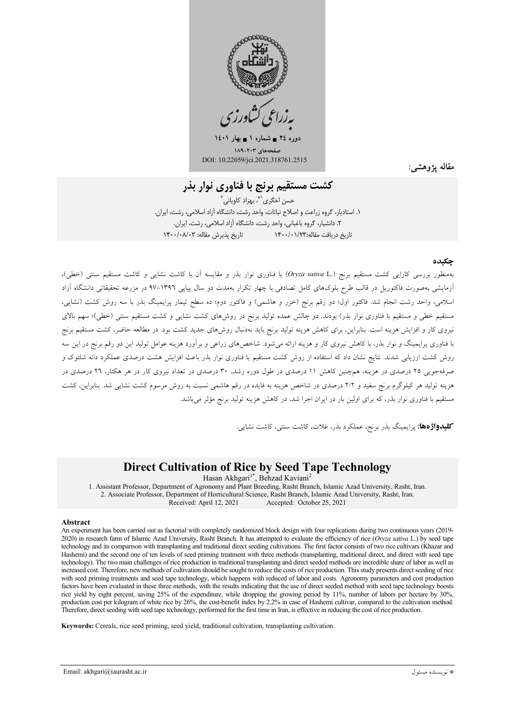مقاله پژوهشی:

# کشت مستقیم برنج با فناوری نوار بذر

حسن اخگری[1*]، بهزاد کاویانی[2]

۱. استادیار، گروه زراعت و اصلاح نباتات، واحد رشت، دانشگاه آزاد اسلامی، رشت، ایران.
۲. دانشیار، گروه باغبانی، واحد رشت، دانشگاه آزاد اسلامی، رشت، ایران.

تاریخ دریافت مقاله:۱۴۰۰/۰۱/۲۳ تاریخ پذیرش مقاله: ۱۴۰۰/۰۸/۰۳

## چکیده

به‌منظور بررسی کارایی کشت مستقیم برنج (*Oryza sativa* L.) با فناوری نوار بذر و مقایسه آن با کاشت نشایی و کاشت مستقیم سنتی (خطی)، آزمایشی به‌صورت فاکتوریل در قالب طرح بلوک‌های کامل تصادفی با چهار تکرار به‌مدت دو سال پیاپی ۱۳۹۶–۹۷ در مزرعه تحقیقاتی دانشگاه آزاد اسلامی، واحد رشت انجام شد. فاکتور اول؛ دو رقم برنج (خزر و هاشمی) و فاکتور دوم؛ ده سطح تیمار پرایمینگ بذر با سه روش کشت (نشایی، مستقیم خطی و مستقیم با فناوری نوار بذر) بودند. دو چالش عمده تولید برنج در روش‌های کشت نشایی و کشت مستقیم سنتی (خطی)؛ سهم بالای نیروی کار و افزایش هزینه است. بنابراین، برای کاهش هزینه تولید برنج باید به‌دنبال روش‌های جدید کشت بود. در مطالعه حاضر، کشت مستقیم برنج با فناوری پرایمینگ و نوار بذر، با کاهش نیروی کار و هزینه ارائه می‌شود. شاخص‌های زراعی و برآورد هزینه عوامل تولید این دو رقم برنج در این سه روش کشت ارزیابی شدند. نتایج نشان داد که استفاده از روش کشت مستقیم با فناوری نوار بذر باعث افزایش هشت درصدی عملکرد دانه شلتوک و صرفه‌جویی ۲۵ درصدی در هزینه، همچنین کاهش ۱۱ درصدی در طول دوره رشد، ۳۰ درصدی در تعداد نیروی کار در هر هکتار، ۲۶ درصدی در هزینه تولید هر کیلوگرم برنج سفید و ۲/۲ درصدی در شاخص هزینه به فایده در رقم هاشمی نسبت به روش مرسوم کشت نشایی شد. بنابراین، کشت مستقیم با فناوری نوار بذر، که برای اولین بار در ایران اجرا شد، در کاهش هزینه تولید برنج مؤثر می‌باشد.

**کلیدواژه‌ها:** پرایمینگ بذر برنج، عملکرد بذر، غلات، کاشت سنتی، کاشت نشایی.

# Direct Cultivation of Rice by Seed Tape Technology

Hasan Akhgari[1*], Behzad Kaviani[2]

1. Assistant Professor, Department of Agronomy and Plant Breeding, Rasht Branch, Islamic Azad University, Rasht, Iran.
2. Associate Professor, Department of Horticultural Science, Rasht Branch, Islamic Azad University, Rasht, Iran.

Received: April 12, 2021 Accepted: October 25, 2021

## Abstract

An experiment has been carried out as factorial with completely randomized block design with four replications during two continuous years (2019-2020) in research farm of Islamic Azad University, Rasht Branch. It has attempted to evaluate the efficiency of rice (*Oryza sativa* L.) by seed tape technology and its comparison with transplanting and traditional direct seeding cultivations. The first factor consists of two rice cultivars (Khazar and Hashemi) and the second one of ten levels of seed priming treatment with three methods (transplanting, traditional direct, and direct with seed tape technology). The two main challenges of rice production in traditional transplanting and direct seeded methods are incredible share of labor as well as increased cost. Therefore, new methods of cultivation should be sought to reduce the costs of rice production. This study presents direct seeding of rice with seed priming treatments and seed tape technology, which happens with reduced of labor and costs. Agronomy parameters and cost production factors have been evaluated in these three methods, with the results indicating that the use of direct seeded method with seed tape technology boosts rice yield by eight percent, saving 25% of the expenditure, while dropping the growing period by 11%, number of labors per hectare by 30%, production cost per kilogram of white rice by 26%, the cost-benefit index by 2.2% in case of Hashemi cultivar, compared to the cultivation method. Therefore, direct seeding with seed tape technology, performed for the first time in Iran, is effective in reducing the cost of rice production.

**Keywords:** Cereals, rice seed priming, seed yield, traditional cultivation, transplanting cultivation.

---

\* نویسنده مسئول Email: akhgari@iaurasht.ac.ir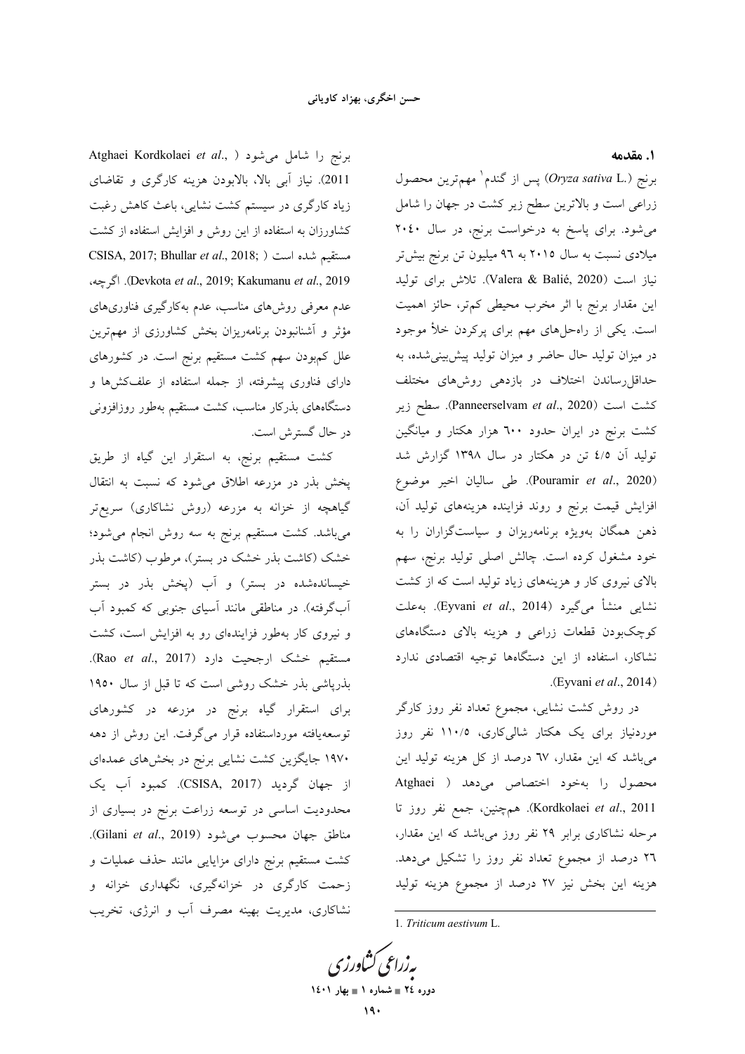## ۱. مقدمه

برنج (.*Oryza sativa* L) پس از گندم[1] مهم‌ترین محصول زراعی است و بالاترین سطح زیر کشت در جهان را شامل می‌شود. برای پاسخ به درخواست برنج، در سال ۲۰۴۰ میلادی نسبت به سال ۲۰۱۵ به ۹۶ میلیون تن برنج بیش‌تر نیاز است (Valera & Balié, 2020). تلاش برای تولید این مقدار برنج با اثر مخرب محیطی کم‌تر، حائز اهمیت است. یکی از راه‌حل‌های مهم برای پرکردن خلأ موجود در میزان تولید حال حاضر و میزان تولید پیش‌بینی‌شده، به حداقل‌رساندن اختلاف در بازدهی روش‌های مختلف کشت است (Panneerselvam *et al*., 2020). سطح زیر کشت برنج در ایران حدود ۶۰۰ هزار هکتار و میانگین تولید آن ۴/۵ تن در هکتار در سال ۱۳۹۸ گزارش شد (Pouramir *et al*., 2020). طی سالیان اخیر موضوع افزایش قیمت برنج و روند فزاینده هزینه‌های تولید آن، ذهن همگان به‌ویژه برنامه‌ریزان و سیاست‌گزاران را به خود مشغول کرده است. چالش اصلی تولید برنج، سهم بالای نیروی کار و هزینه‌های زیاد تولید است که از کشت نشایی منشأ می‌گیرد (Eyvani *et al*., 2014). به‌علت کوچک‌بودن قطعات زراعی و هزینه بالای دستگاه‌های نشاکار، استفاده از این دستگاه‌ها توجیه اقتصادی ندارد (Eyvani *et al*., 2014).

در روش کشت نشایی، مجموع تعداد نفر روز کارگر موردنیاز برای یک هکتار شالی‌کاری، ۱۱۰/۵ نفر روز می‌باشد که این مقدار، ۶۷ درصد از کل هزینه تولید این محصول را به‌خود اختصاص می‌دهد ( Atghaei Kordkolaei *et al*., 2011). هم‌چنین، جمع نفر روز تا مرحله نشاکاری برابر ۲۹ نفر روز می‌باشد که این مقدار، ۲۶ درصد از مجموع تعداد نفر روز را تشکیل می‌دهد. هزینه این بخش نیز ۲۷ درصد از مجموع هزینه تولید برنج را شامل می‌شود ( Atghaei Kordkolaei *et al*., 2011). نیاز آبی بالا، بالابودن هزینه کارگری و تقاضای زیاد کارگری در سیستم کشت نشایی، باعث کاهش رغبت کشاورزان به استفاده از این روش و افزایش استفاده از کشت مستقیم شده است ( CSISA, 2017; Bhullar *et al*., 2018; Devkota *et al*., 2019; Kakumanu *et al*., 2019). اگرچه، عدم معرفی روش‌های مناسب، عدم به‌کارگیری فناوری‌های مؤثر و آشنانبودن برنامه‌ریزان بخش کشاورزی از مهم‌ترین علل کم‌بودن سهم کشت مستقیم برنج است. در کشورهای دارای فناوری پیشرفته، از جمله استفاده از علف‌کش‌ها و دستگاه‌های بذرکار مناسب، کشت مستقیم به‌طور روزافزونی در حال گسترش است.

کشت مستقیم برنج، به استقرار این گیاه از طریق پخش بذر در مزرعه اطلاق می‌شود که نسبت به انتقال گیاهچه از خزانه به مزرعه (روش نشاکاری) سریع‌تر می‌باشد. کشت مستقیم برنج به سه روش انجام می‌شود؛ خشک (کاشت بذر خشک در بستر)، مرطوب (کاشت بذر خیسانده‌شده در بستر) و آب (پخش بذر در بستر آب‌گرفته). در مناطقی مانند آسیای جنوبی که کمبود آب و نیروی کار به‌طور فزاینده‌ای رو به افزایش است، کشت مستقیم خشک ارجحیت دارد (Rao *et al*., 2017). بذرپاشی بذر خشک روشی است که تا قبل از سال ۱۹۵۰ برای استقرار گیاه برنج در مزرعه در کشورهای توسعه‌یافته مورداستفاده قرار می‌گرفت. این روش از دهه ۱۹۷۰ جایگزین کشت نشایی برنج در بخش‌های عمده‌ای از جهان گردید (CSISA, 2017). کمبود آب یک محدودیت اساسی در توسعه زراعت برنج در بسیاری از مناطق جهان محسوب می‌شود (Gilani *et al*., 2019). کشت مستقیم برنج دارای مزایایی مانند حذف عملیات و زحمت کارگری در خزانه‌گیری، نگهداری خزانه و نشاکاری، مدیریت بهینه مصرف آب و انرژی، تخریب

---

1. *Triticum aestivum* L.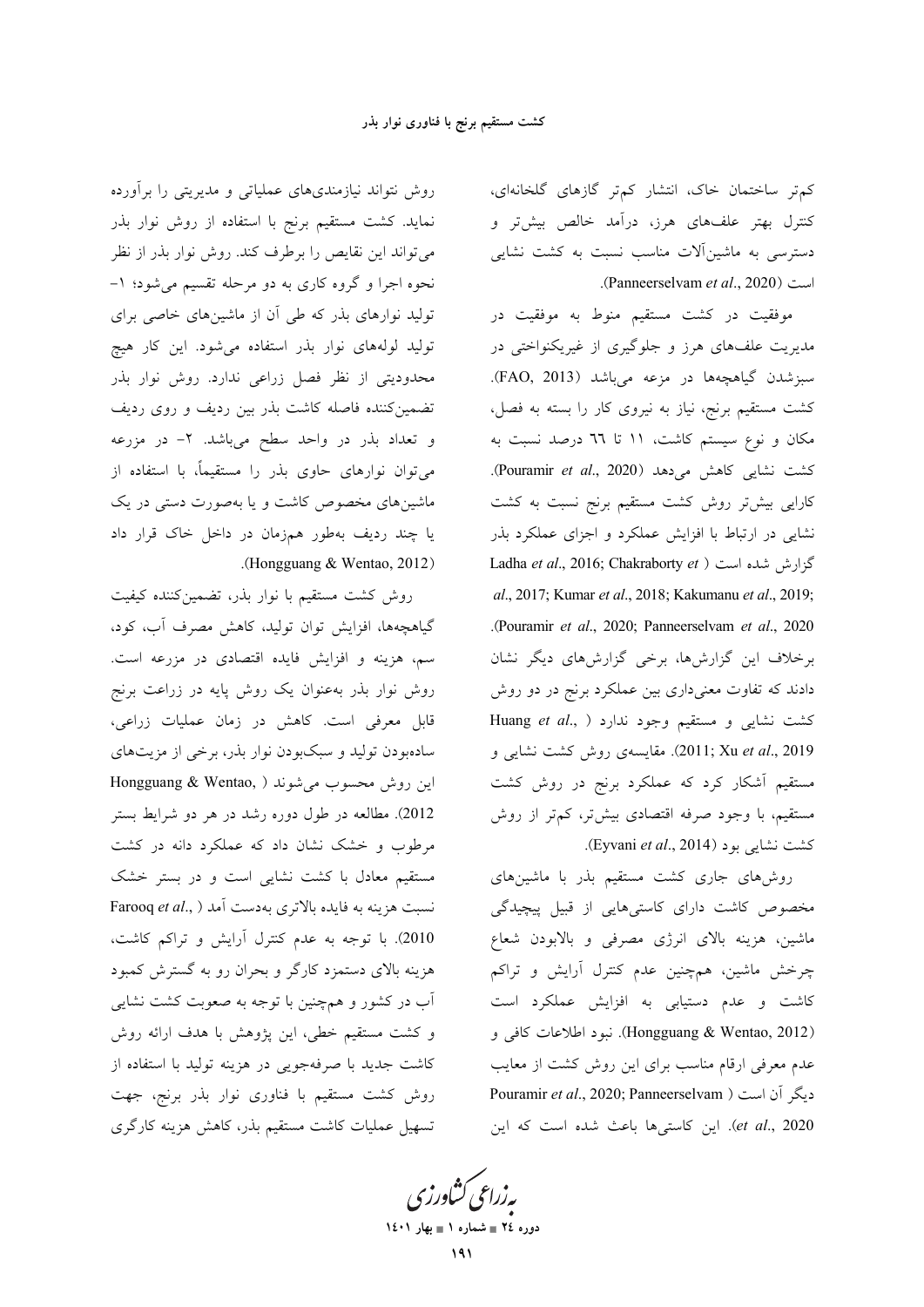کم‌تر ساختمان خاک، انتشار کم‌تر گازهای گلخانه‌ای، کنترل بهتر علف‌های هرز، درآمد خالص بیش‌تر و دسترسی به ماشین‌آلات مناسب نسبت به کشت نشایی است (Panneerselvam *et al*., 2020).

موفقیت در کشت مستقیم منوط به موفقیت در مدیریت علف‌های هرز و جلوگیری از غیریکنواختی در سبزشدن گیاهچه‌ها در مزرعه می‌باشد (FAO, 2013). کشت مستقیم برنج، نیاز به نیروی کار را بسته به فصل، مکان و نوع سیستم کاشت، ۱۱ تا ٦٦ درصد نسبت به کشت نشایی کاهش می‌دهد (Pouramir *et al*., 2020). کارایی بیش‌تر روش کشت مستقیم برنج نسبت به کشت نشایی در ارتباط با افزایش عملکرد و اجزای عملکرد بذر گزارش شده است (Ladha *et al*., 2016; Chakraborty *et al*., 2017; Kumar *et al*., 2018; Kakumanu *et al*., 2019; Pouramir *et al*., 2020; Panneerselvam *et al*., 2020). برخلاف این گزارش‌ها، برخی گزارش‌های دیگر نشان دادند که تفاوت معنی‌داری بین عملکرد برنج در دو روش کشت نشایی و مستقیم وجود ندارد (Huang *et al*., 2011; Xu *et al*., 2019). مقایسه‌ی روش کشت نشایی و مستقیم آشکار کرد که عملکرد برنج در روش کشت مستقیم، با وجود صرفه اقتصادی بیش‌تر، کم‌تر از روش کشت نشایی بود (Eyvani *et al*., 2014).

روش‌های جاری کشت مستقیم بذر با ماشین‌های مخصوص کاشت دارای کاستی‌هایی از قبیل پیچیدگی ماشین، هزینه بالای انرژی مصرفی و بالابودن شعاع چرخش ماشین، همچنین عدم کنترل آرایش و تراکم کاشت و عدم دستیابی به افزایش عملکرد است (Hongguang & Wentao, 2012). نبود اطلاعات کافی و عدم معرفی ارقام مناسب برای این روش کشت از معایب دیگر آن است (Pouramir *et al*., 2020; Panneerselvam *et al*., 2020). این کاستی‌ها باعث شده است که این روش نتواند نیازمندی‌های عملیاتی و مدیریتی را برآورده نماید. کشت مستقیم برنج با استفاده از روش نوار بذر می‌تواند این نقایص را برطرف کند. روش نوار بذر از نظر نحوه اجرا و گروه کاری به دو مرحله تقسیم می‌شود؛ ۱- تولید نوارهای بذر که طی آن از ماشین‌های خاصی برای تولید لوله‌های نوار بذر استفاده می‌شود. این کار هیچ محدودیتی از نظر فصل زراعی ندارد. روش نوار بذر تضمین‌کننده فاصله کاشت بذر بین ردیف و روی ردیف و تعداد بذر در واحد سطح می‌باشد. ۲- در مزرعه می‌توان نوارهای حاوی بذر را مستقیماً، با استفاده از ماشین‌های مخصوص کاشت و یا به‌صورت دستی در یک یا چند ردیف به‌طور هم‌زمان در داخل خاک قرار داد (Hongguang & Wentao, 2012).

روش کشت مستقیم با نوار بذر، تضمین‌کننده کیفیت گیاهچه‌ها، افزایش توان تولید، کاهش مصرف آب، کود، سم، هزینه و افزایش فایده اقتصادی در مزرعه است. روش نوار بذر به‌عنوان یک روش پایه در زراعت برنج قابل معرفی است. کاهش در زمان عملیات زراعی، ساده‌بودن تولید و سبک‌بودن نوار بذر، برخی از مزیت‌های این روش محسوب می‌شوند (Hongguang & Wentao, 2012). مطالعه در طول دوره رشد در هر دو شرایط بستر مرطوب و خشک نشان داد که عملکرد دانه در کشت مستقیم معادل با کشت نشایی است و در بستر خشک نسبت هزینه به فایده بالاتری به‌دست آمد (Farooq *et al*., 2010). با توجه به عدم کنترل آرایش و تراکم کاشت، هزینه بالای دستمزد کارگر و بحران رو به گسترش کمبود آب در کشور و همچنین با توجه به صعوبت کشت نشایی و کشت مستقیم خطی، این پژوهش با هدف ارائه روش کاشت جدید با صرفه‌جویی در هزینه تولید با استفاده از روش کشت مستقیم با فناوری نوار بذر برنج، جهت تسهیل عملیات کاشت مستقیم بذر، کاهش هزینه کارگری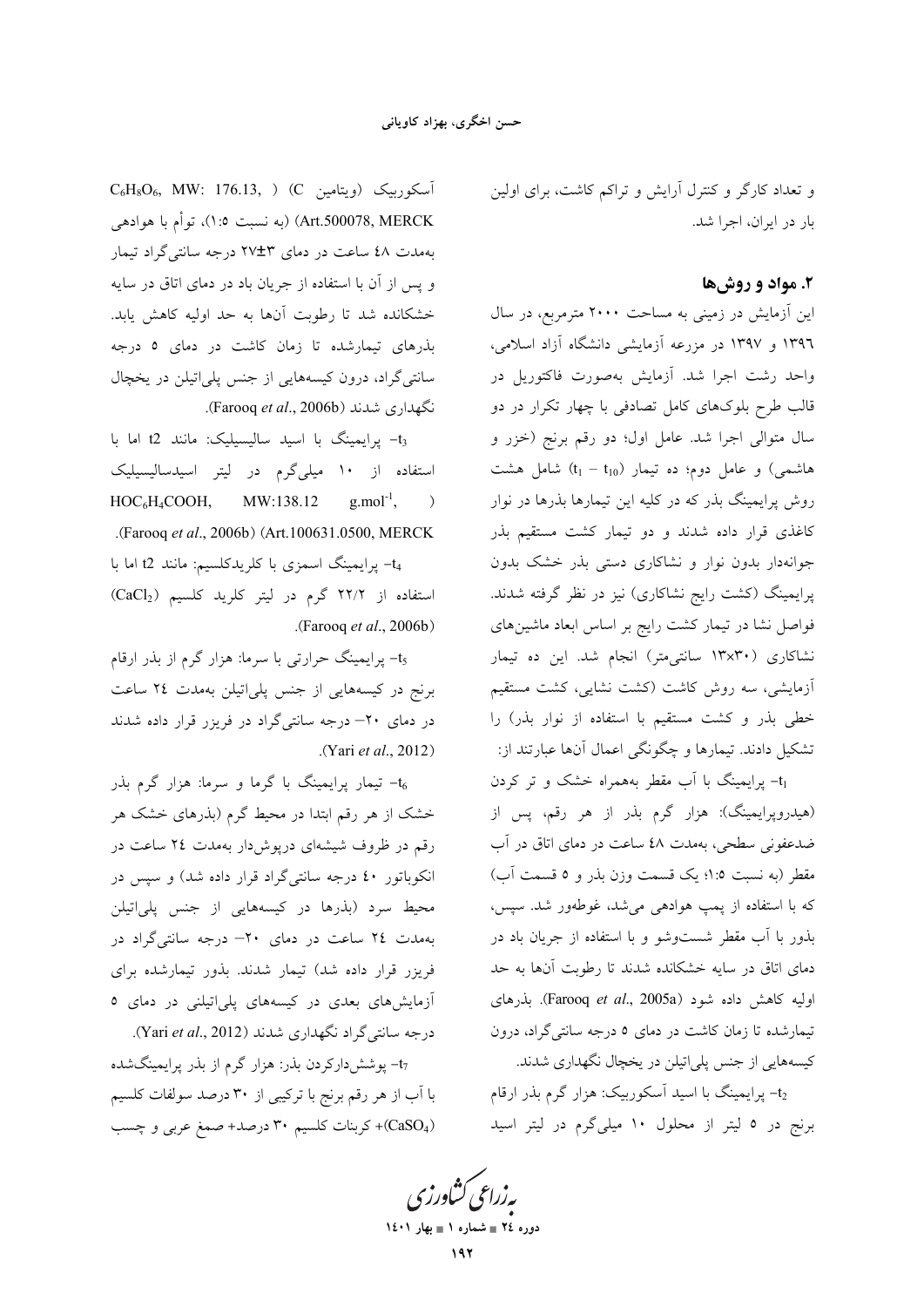و تعداد کارگر و کنترل آرایش و تراکم کاشت، برای اولین بار در ایران، اجرا شد.

## ۲. مواد و روش‌ها

این آزمایش در زمینی به مساحت ۲۰۰۰ مترمربع، در سال ۱۳۹۶ و ۱۳۹۷ در مزرعه آزمایشی دانشگاه آزاد اسلامی، واحد رشت اجرا شد. آزمایش به‌صورت فاکتوریل در قالب طرح بلوک‌های کامل تصادفی با چهار تکرار در دو سال متوالی اجرا شد. عامل اول؛ دو رقم برنج (خزر و هاشمی) و عامل دوم؛ ده تیمار ($t_1 - t_{10}$) شامل هشت روش پرایمینگ بذر که در کلیه این تیمارها بذرها در نوار کاغذی قرار داده شدند و دو تیمار کشت مستقیم بذر جوانه‌دار بدون نوار و نشاکاری دستی بذر خشک بدون پرایمینگ (کشت رایج نشاکاری) نیز در نظر گرفته شدند. فواصل نشا در تیمار کشت رایج بر اساس ابعاد ماشین‌های نشاکاری (۱۳×۳۰ سانتی‌متر) انجام شد. این ده تیمار آزمایشی، سه روش کاشت (کشت نشایی، کشت مستقیم خطی بذر و کشت مستقیم با استفاده از نوار بذر) را تشکیل دادند. تیمارها و چگونگی اعمال آن‌ها عبارتند از:

$t_1$- پرایمینگ با آب مقطر به‌همراه خشک و تر کردن (هیدروپرایمینگ): هزار گرم بذر از هر رقم، پس از ضدعفونی سطحی، به‌مدت ٤٨ ساعت در دمای اتاق در آب مقطر (به نسبت ۱:۵؛ یک قسمت وزن بذر و ۵ قسمت آب) که با استفاده از پمپ هوادهی می‌شد، غوطه‌ور شد. سپس، بذور با آب مقطر شست‌وشو و با استفاده از جریان باد در دمای اتاق در سایه خشکانده شدند تا رطوبت آن‌ها به حد اولیه کاهش داده شود (Farooq *et al.*, 2005a). بذرهای تیمارشده تا زمان کاشت در دمای ۵ درجه سانتی‌گراد، درون کیسه‌هایی از جنس پلی‌اتیلن در یخچال نگهداری شدند.

$t_2$- پرایمینگ با اسید آسکوربیک: هزار گرم بذر ارقام برنج در ۵ لیتر از محلول ۱۰ میلی‌گرم در لیتر اسید آسکوربیک (ویتامین C) ($C_6H_8O_6$, MW: 176.13, Art.500078, MERCK) (به نسبت ۱:۵)، توأم با هوادهی به‌مدت ٤٨ ساعت در دمای ۳±۲۷ درجه سانتی‌گراد تیمار و پس از آن با استفاده از جریان باد در دمای اتاق در سایه خشکانده شد تا رطوبت آن‌ها به حد اولیه کاهش یابد. بذرهای تیمارشده تا زمان کاشت در دمای ۵ درجه سانتی‌گراد، درون کیسه‌هایی از جنس پلی‌اتیلن در یخچال نگهداری شدند (Farooq *et al.*, 2006b).

$t_3$- پرایمینگ با اسید سالیسیلیک: مانند t2 اما با استفاده از ۱۰ میلی‌گرم در لیتر اسیدسالیسیلیک ($HOC_6H_4COOH$, MW:138.12 $g.mol^{-1}$, Art.100631.0500, MERCK) (Farooq *et al.*, 2006b).

$t_4$- پرایمینگ اسمزی با کلریدکلسیم: مانند t2 اما با استفاده از ۲۲/۲ گرم در لیتر کلرید کلسیم ($CaCl_2$) (Farooq *et al.*, 2006b).

$t_5$- پرایمینگ حرارتی با سرما: هزار گرم از بذر ارقام برنج در کیسه‌هایی از جنس پلی‌اتیلن به‌مدت ۲٤ ساعت در دمای ۲۰- درجه سانتی‌گراد در فریزر قرار داده شدند (Yari *et al.*, 2012).

$t_6$- تیمار پرایمینگ با گرما و سرما: هزار گرم بذر خشک از هر رقم ابتدا در محیط گرم (بذرهای خشک هر رقم در ظروف شیشه‌ای درپوش‌دار به‌مدت ۲٤ ساعت در انکوباتور ٤۰ درجه سانتی‌گراد قرار داده شد) و سپس در محیط سرد (بذرها در کیسه‌هایی از جنس پلی‌اتیلن به‌مدت ۲٤ ساعت در دمای ۲۰- درجه سانتی‌گراد در فریزر قرار داده شد) تیمار شدند. بذور تیمارشده برای آزمایش‌های بعدی در کیسه‌های پلی‌اتیلنی در دمای ۵ درجه سانتی‌گراد نگهداری شدند (Yari *et al.*, 2012).

$t_7$- پوشش‌دارکردن بذر: هزار گرم از بذر پرایمینگ‌شده با آب از هر رقم برنج با ترکیبی از ۳۰ درصد سولفات کلسیم ($CaSO_4$)+ کربنات کلسیم ۳۰ درصد+ صمغ عربی و چسب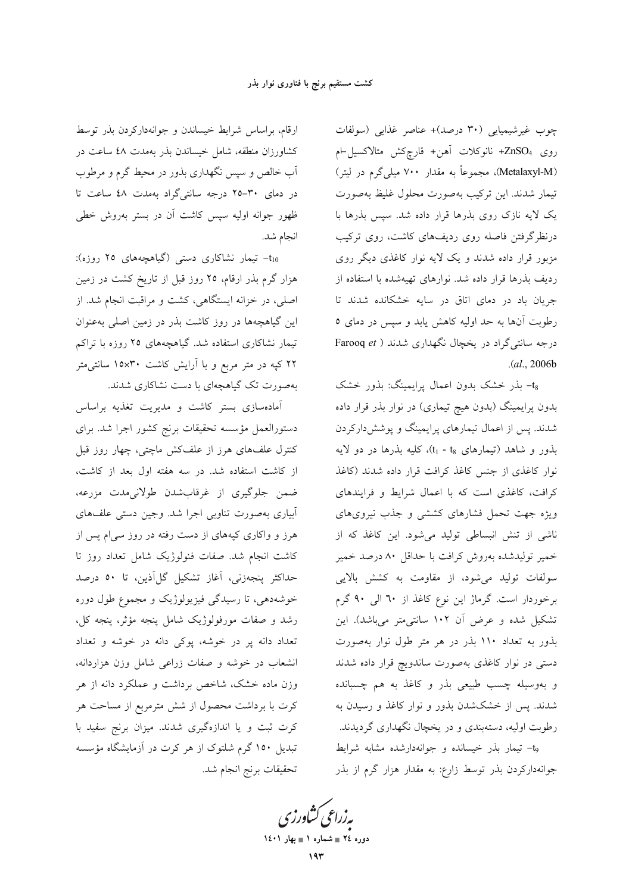چوب غیرشیمیایی (۳۰ درصد)+ عناصر غذایی (سولفات روی $ZnSO_4$+ نانوکلات آهن+ قارچ‌کش متالاکسیل-ام (Metalaxyl-M)، مجموعاً به مقدار ۷۰۰ میلی‌گرم در لیتر) تیمار شدند. این ترکیب به‌صورت محلول غلیظ به‌صورت یک لایه نازک روی بذرها قرار داده شد. سپس بذرها با درنظرگرفتن فاصله روی ردیف‌های کاشت، روی ترکیب مزبور قرار داده شدند و یک لایه نوار کاغذی دیگر روی ردیف بذرها قرار داده شد. نوارهای تهیه‌شده با استفاده از جریان باد در دمای اتاق در سایه خشکانده شدند تا رطوبت آن‌ها به حد اولیه کاهش یابد و سپس در دمای ۵ درجه سانتی‌گراد در یخچال نگهداری شدند (Farooq *et al.*, 2006b).

$t_8$- بذر خشک بدون اعمال پرایمینگ: بذور خشک بدون پرایمینگ (بدون هیچ تیماری) در نوار بذر قرار داده شدند. پس از اعمال تیمارهای پرایمینگ و پوشش‌دارکردن بذور و شاهد (تیمارهای $t_1$ - $t_8$)، کلیه بذرها در دو لایه نوار کاغذی از جنس کاغذ کرافت قرار داده شدند (کاغذ کرافت، کاغذی است که با اعمال شرایط و فرایندهای ویژه جهت تحمل فشارهای کششی و جذب نیروی‌های ناشی از تنش انبساطی تولید می‌شود. این کاغذ که از خمیر تولیدشده به‌روش کرافت با حداقل ۸۰ درصد خمیر سولفات تولید می‌شود، از مقاومت به کشش بالایی برخوردار است. گرماژ این نوع کاغذ از ٦٠ الی ۹۰ گرم تشکیل شده و عرض آن ۱۰۲ سانتی‌متر می‌باشد). این بذور به تعداد ۱۱۰ بذر در هر متر طول نوار به‌صورت دستی در نوار کاغذی به‌صورت ساندویچ قرار داده شدند و به‌وسیله چسب طبیعی بذر و کاغذ به هم چسبانده شدند. پس از خشک‌شدن بذور و نوار کاغذ و رسیدن به رطوبت اولیه، دسته‌بندی و در یخچال نگهداری گردیدند.

$t_9$- تیمار بذر خیسانده و جوانه‌دارشده مشابه شرایط جوانه‌دارکردن بذر توسط زارع: به مقدار هزار گرم از بذر ارقام، براساس شرایط خیساندن و جوانه‌دارکردن بذر توسط کشاورزان منطقه، شامل خیساندن بذر به‌مدت ٤٨ ساعت در آب خالص و سپس نگهداری بذور در محیط گرم و مرطوب در دمای ۳۰-۲۵ درجه سانتی‌گراد به‌مدت ٤٨ ساعت تا ظهور جوانه اولیه سپس کاشت آن در بستر به‌روش خطی انجام شد.

$t_{10}$- تیمار نشاکاری دستی (گیاهچه‌های ۲۵ روزه): هزار گرم بذر ارقام، ۲۵ روز قبل از تاریخ کشت در زمین اصلی، در خزانه ایستگاهی، کشت و مراقبت انجام شد. از این گیاهچه‌ها در روز کاشت بذر در زمین اصلی به‌عنوان تیمار نشاکاری استفاده شد. گیاهچه‌های ۲۵ روزه با تراکم ۲۲ کپه در متر مربع و با آرایش کاشت ۱۵×۳۰ سانتی‌متر به‌صورت تک گیاهچه‌ای با دست نشاکاری شدند.

آماده‌سازی بستر کاشت و مدیریت تغذیه براساس دستورالعمل مؤسسه تحقیقات برنج کشور اجرا شد. برای کنترل علف‌های هرز از علف‌کش ماچتی، چهار روز قبل از کاشت استفاده شد. در سه هفته اول بعد از کاشت، ضمن جلوگیری از غرقاب‌شدن طولانی‌مدت مزرعه، آبیاری به‌صورت تناوبی اجرا شد. وجین دستی علف‌های هرز و واکاری کپه‌های از دست رفته در روز سی‌ام پس از کاشت انجام شد. صفات فنولوژیک شامل تعداد روز تا حداکثر پنجه‌زنی، آغاز تشکیل گل‌آذین، تا ۵۰ درصد خوشه‌دهی، تا رسیدگی فیزیولوژیک و مجموع طول دوره رشد و صفات مورفولوژیک شامل پنجه مؤثر، پنجه کل، تعداد دانه پر در خوشه، پوکی دانه در خوشه و تعداد انشعاب در خوشه و صفات زراعی شامل وزن هزاردانه، وزن ماده خشک، شاخص برداشت و عملکرد دانه از هر کرت با برداشت محصول از شش مترمربع از مساحت هر کرت ثبت و یا اندازه‌گیری شدند. میزان برنج سفید با تبدیل ۱۵۰ گرم شلتوک از هر کرت در آزمایشگاه مؤسسه تحقیقات برنج انجام شد.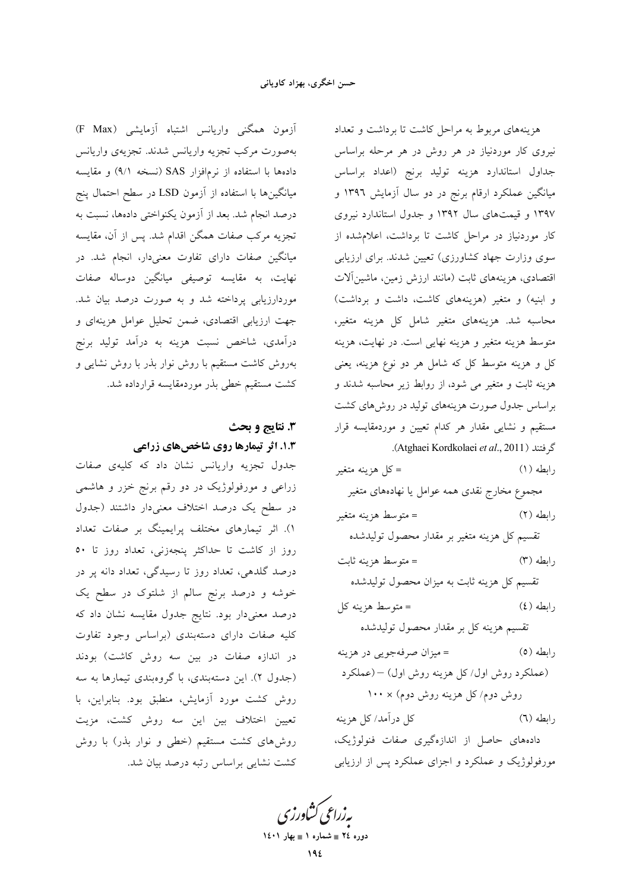هزینه‌های مربوط به مراحل کاشت تا برداشت و تعداد نیروی کار موردنیاز در هر روش در هر مرحله براساس جداول استاندارد هزینه تولید برنج (اعداد براساس میانگین عملکرد ارقام برنج در دو سال آزمایش ۱۳۹۶ و ۱۳۹۷ و قیمت‌های سال ۱۳۹۲ و جدول استاندارد نیروی کار موردنیاز در مراحل کاشت تا برداشت، اعلام‌شده از سوی وزارت جهاد کشاورزی) تعیین شدند. برای ارزیابی اقتصادی، هزینه‌های ثابت (مانند ارزش زمین، ماشین‌آلات و ابنیه) و متغیر (هزینه‌های کاشت، داشت و برداشت) محاسبه شد. هزینه‌های متغیر شامل کل هزینه متغیر، متوسط هزینه متغیر و هزینه نهایی است. در نهایت، هزینه کل و هزینه متوسط کل که شامل هر دو نوع هزینه، یعنی هزینه ثابت و متغیر می شود، از روابط زیر محاسبه شدند و براساس جدول صورت هزینه‌های تولید در روش‌های کشت مستقیم و نشایی مقدار هر کدام تعیین و موردمقایسه قرار گرفتند (Atghaei Kordkolaei *et al*., 2011).

رابطه (۱) = کل هزینه متغیر

مجموع مخارج نقدی همه عوامل یا نهاده‌های متغیر

رابطه (۲) = متوسط هزینه متغیر

تقسیم کل هزینه متغیر بر مقدار محصول تولیدشده

رابطه (۳) = متوسط هزینه ثابت

تقسیم کل هزینه ثابت به میزان محصول تولیدشده

رابطه (٤) = متوسط هزینه کل

تقسیم هزینه کل بر مقدار محصول تولیدشده

رابطه (٥) = میزان صرفه‌جویی در هزینه

(عملکرد روش اول/ کل هزینه روش اول) – (عملکرد روش دوم/ کل هزینه روش دوم) × ۱۰۰

رابطه (٦) کل درآمد/ کل هزینه

داده‌های حاصل از اندازه‌گیری صفات فنولوژیک، مورفولوژیک و عملکرد و اجزای عملکرد پس از ارزیابی آزمون همگنی واریانس اشتباه آزمایشی (F Max) به‌صورت مرکب تجزیه واریانس شدند. تجزیه‌ی واریانس داده‌ها با استفاده از نرم‌افزار SAS (نسخه ۹/۱) و مقایسه میانگین‌ها با استفاده از آزمون LSD در سطح احتمال پنج درصد انجام شد. بعد از آزمون یکنواختی داده‌ها، نسبت به تجزیه مرکب صفات همگن اقدام شد. پس از آن، مقایسه میانگین صفات دارای تفاوت معنی‌دار، انجام شد. در نهایت، به مقایسه توصیفی میانگین دوساله صفات موردارزیابی پرداخته شد و به صورت درصد بیان شد. جهت ارزیابی اقتصادی، ضمن تحلیل عوامل هزینه‌ای و درآمدی، شاخص نسبت هزینه به درآمد تولید برنج به‌روش کاشت مستقیم با روش نوار بذر با روش نشایی و کشت مستقیم خطی بذر موردمقایسه قرارداده شد.

## ۳. نتایج و بحث

### ۱.۳. اثر تیمارها روی شاخص‌های زراعی

جدول تجزیه واریانس نشان داد که کلیه‌ی صفات زراعی و مورفولوژیک در دو رقم برنج خزر و هاشمی در سطح یک درصد اختلاف معنی‌دار داشتند (جدول ۱). اثر تیمارهای مختلف پرایمینگ بر صفات تعداد روز از کاشت تا حداکثر پنجه‌زنی، تعداد روز تا ٥٠ درصد گلدهی، تعداد روز تا رسیدگی، تعداد دانه پر در خوشه و درصد برنج سالم از شلتوک در سطح یک درصد معنی‌دار بود. نتایج جدول مقایسه نشان داد که کلیه صفات دارای دسته‌بندی (براساس وجود تفاوت در اندازه صفات در بین سه روش کاشت) بودند (جدول ۲). این دسته‌بندی، با گروه‌بندی تیمارها به سه روش کشت مورد آزمایش، منطبق بود. بنابراین، با تعیین اختلاف بین این سه روش کشت، مزیت روش‌های کشت مستقیم (خطی و نوار بذر) با روش کشت نشایی براساس رتبه درصد بیان شد.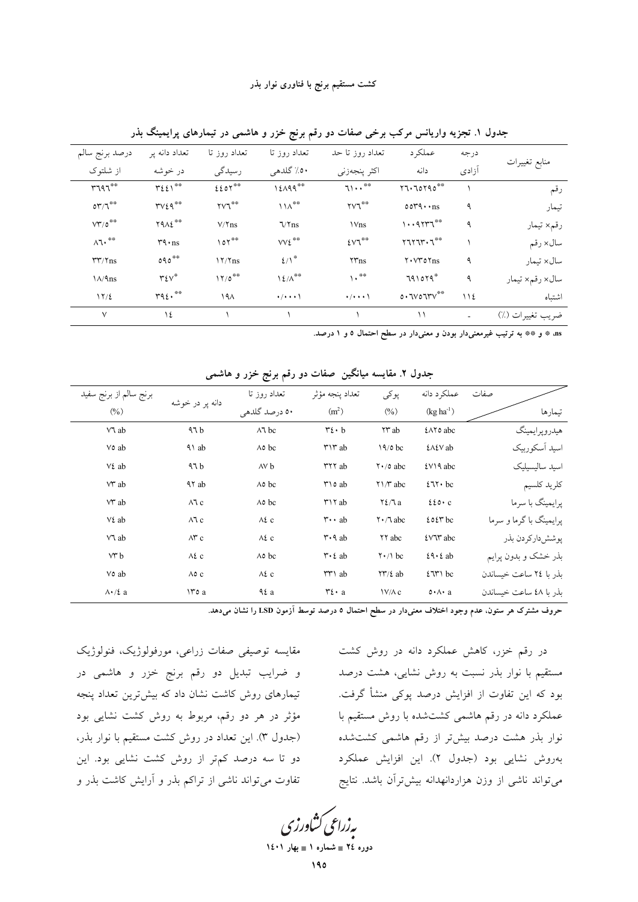جدول ۱. تجزیه واریانس مرکب برخی صفات دو رقم برنج خزر و هاشمی در تیمارهای پرایمینگ بذر

| منابع تغییرات | درجه آزادی | عملکرد دانه | تعداد روز تا حد اکثر پنجه‌زنی | تعداد روز تا ۵۰٪ گلدهی | تعداد روز تا رسیدگی | تعداد دانه پر در خوشه | درصد برنج سالم از شلتوک |
|---|---|---|---|---|---|---|---|
| رقم | ۱ | ۲۶۰۶۵۲۹۵** | ۶۱۰۰** | ۱۴۸۹۹** | ۴۴۵۲** | ۳۴۴۱** | ۳۶۹۶** |
| تیمار | ۹ | ۵۵۳۹۰۰ns | ۲۷۶** | ۱۱۸** | ۲۷۶** | ۳۷۴۹** | ۵۳/۶** |
| رقم× تیمار | ۹ | ۱۰۰۹۳۳۶** | ۱۷ns | ۶/۲ns | ۷/۲ns | ۲۹۸۴** | ۷۳/۵** |
| سال× رقم | ۱ | ۲۳۶۳۳۰۶** | ۴۷۶** | ۷۷۴** | ۱۵۳** | ۳۹۰ns | ۸۶۰** |
| سال× تیمار | ۹ | ۲۰۷۳۵۲ns | ۲۳ns | ۴/۱* | ۱۲/۲ns | ۵۹۵** | ۳۳/۲ns |
| سال× رقم× تیمار | ۹ | ۶۹۱۵۲۹* | ۱۰** | ۱۴/۸** | ۱۲/۵** | ۳۴۷* | ۱۸/۹ns |
| اشتباه | ۱۱۴ | ۵۰۶۷۵۶۳۷** | ۰/۰۰۰۱ | ۰/۰۰۰۱ | ۱۹۸ | ۳۹۴۰** | ۱۲/۴ |
| ضریب تغییرات (٪) | - | ۱۱ | ۱ | ۱ | ۱ | ۱۴ | ۷ |

ns، * و ** به ترتیب غیرمعنی‌دار بودن و معنی‌دار در سطح احتمال ۵ و ۱ درصد.

جدول ۲. مقایسه میانگین صفات دو رقم برنج خزر و هاشمی

| تیمارها / صفات | عملکرد دانه (kg ha⁻¹) | پوکی (%) | تعداد پنجه مؤثر ($m^2$) | تعداد روز تا ۵۰ درصد گلدهی | دانه پر در خوشه | برنج سالم از برنج سفید (%) |
|---|---|---|---|---|---|---|
| هیدروپرایمینگ | ۴۸۲۵ abc | ۲۳ ab | ۳۴۰ b | ۸۶ bc | ۹۶ b | ۷۶ ab |
| اسید آسکوربیک | ۴۸۴۷ ab | ۱۹/۵ bc | ۳۱۳ ab | ۸۵ bc | ۹۱ ab | ۷۵ ab |
| اسید سالیسیلیک | ۴۷۱۹ abc | ۲۰/۵ abc | ۳۲۲ ab | ۸۷ b | ۹۶ b | ۷۴ ab |
| کلرید کلسیم | ۴۶۲۰ bc | ۲۱/۳ abc | ۳۱۵ ab | ۸۵ bc | ۹۲ ab | ۷۳ ab |
| پرایمینگ با سرما | ۴۴۵۰ c | ۲۴/۶ a | ۳۱۲ ab | ۸۵ bc | ۸۶ c | ۷۳ ab |
| پرایمینگ با گرما و سرما | ۴۵۴۳ bc | ۲۰/۶ abc | ۳۰۰ ab | ۸۴ c | ۸۶ c | ۷۴ ab |
| پوشش‌دارکردن بذر | ۴۷۶۳ abc | ۲۲ abc | ۳۰۹ ab | ۸۴ c | ۸۳ c | ۷۶ ab |
| بذر خشک و بدون پرایم | ۴۹۰۴ ab | ۲۰/۱ bc | ۳۰۴ ab | ۸۵ bc | ۸۴ c | ۷۳ b |
| بذر با ۲۴ ساعت خیساندن | ۴۶۳۱ bc | ۲۳/۴ ab | ۳۳۱ ab | ۸۴ c | ۸۵ c | ۷۵ ab |
| بذر با ۴۸ ساعت خیساندن | ۵۰۸۰ a | ۱۷/۸ c | ۳۴۰ a | ۹۴ a | ۱۳۵ a | ۸۰/۴ a |

حروف مشترک هر ستون، عدم وجود اختلاف معنی‌دار در سطح احتمال ۵ درصد توسط آزمون LSD را نشان می‌دهد.

در رقم خزر، کاهش عملکرد دانه در روش کشت مستقیم با نوار بذر نسبت به روش نشایی، هشت درصد بود که این تفاوت از افزایش درصد پوکی منشأ گرفت. عملکرد دانه در رقم هاشمی کشت‌شده با روش مستقیم با نوار بذر هشت درصد بیش‌تر از رقم هاشمی کشت‌شده به‌روش نشایی بود (جدول ۲). این افزایش عملکرد می‌تواند ناشی از وزن هزاردانهدانه بیش‌ترآن باشد. نتایج

مقایسه توصیفی صفات زراعی، مورفولوژیک، فنولوژیک و ضرایب تبدیل دو رقم برنج خزر و هاشمی در تیمارهای روش کاشت نشان داد که بیش‌ترین تعداد پنجه مؤثر در هر دو رقم، مربوط به روش کشت نشایی بود (جدول ۳). این تعداد در روش کشت مستقیم با نوار بذر، دو تا سه درصد کم‌تر از روش کشت نشایی بود. این تفاوت می‌تواند ناشی از تراکم بذر و آرایش کاشت بذر و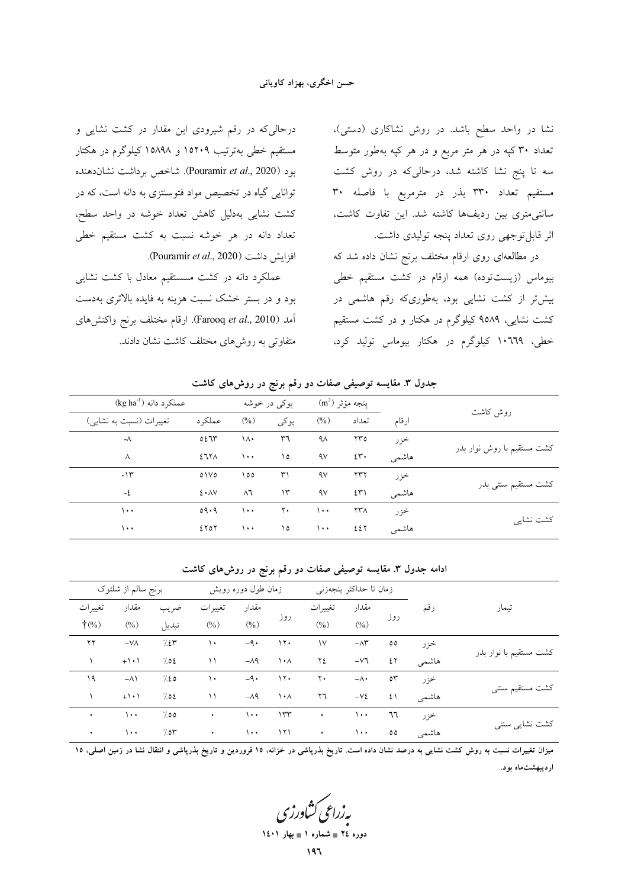نشا در واحد سطح باشد. در روش نشاکاری (دستی)، تعداد ۳۰ کپه در هر متر مربع و در هر کپه به‌طور متوسط سه تا پنج نشا کاشته شد، درحالی‌که در روش کشت مستقیم تعداد ۳۳۰ بذر در مترمربع با فاصله ۳۰ سانتی‌متری بین ردیف‌ها کاشته شد. این تفاوت کاشت، اثر قابل‌توجهی روی تعداد پنجه تولیدی داشت.

در مطالعه‌ای روی ارقام مختلف برنج نشان داده شد که بیوماس (زیست‌توده) همه ارقام در کشت مستقیم خطی بیش‌تر از کشت نشایی بود، به‌طوری‌که رقم هاشمی در کشت نشایی، ۹۵۸۹ کیلوگرم در هکتار و در کشت مستقیم خطی، ۱۰۶۶۹ کیلوگرم در هکتار بیوماس تولید کرد، درحالی‌که در رقم شیرودی این مقدار در کشت نشایی و مستقیم خطی به‌ترتیب ۱۵۲۰۹ و ۱۵۸۹۸ کیلوگرم در هکتار بود (Pouramir *et al.*, 2020). شاخص برداشت نشان‌دهنده توانایی گیاه در تخصیص مواد فتوسنتزی به دانه است، که در کشت نشایی به‌دلیل کاهش تعداد خوشه در واحد سطح، تعداد دانه در هر خوشه نسبت به کشت مستقیم خطی افزایش داشت (Pouramir *et al.*, 2020).

عملکرد دانه در کشت مسستقیم معادل با کشت نشایی بود و در بستر خشک نسبت هزینه به فایده بالاتری به‌دست آمد (Farooq *et al.*, 2010). ارقام مختلف برنج واکنش‌های متفاوتی به روش‌های مختلف کاشت نشان دادند.

**جدول ۳. مقایسه توصیفی صفات دو رقم برنج در روش‌های کاشت**

| روش کاشت | ارقام | پنجه مؤثر ($m^2$) | | پوکی در خوشه | | عملکرد دانه ($kg\ ha^{-1}$) | |
|---|---|---|---|---|---|---|---|
| | | تعداد | (%) | پوکی | (%) | عملکرد | تغییرات (نسبت به نشایی) |
| کشت مستقیم با روش نوار بذر | خزر | ۲۳۵ | ۹۸ | ۳۶ | ۱۸۰ | ۵۴۶۳ | -۸ |
| | هاشمی | ۴۳۰ | ۹۷ | ۱۵ | ۱۰۰ | ۴۶۲۸ | ۸ |
| کشت مستقیم سنتی بذر | خزر | ۲۳۲ | ۹۷ | ۳۱ | ۱۵۵ | ۵۱۷۵ | -۱۳ |
| | هاشمی | ۴۳۱ | ۹۷ | ۱۳ | ۸۶ | ۴۰۸۷ | -۴ |
| کشت نشایی | خزر | ۲۳۸ | ۱۰۰ | ۲۰ | ۱۰۰ | ۵۹۰۹ | ۱۰۰ |
| | هاشمی | ۴۴۲ | ۱۰۰ | ۱۵ | ۱۰۰ | ۴۲۵۲ | ۱۰۰ |

**ادامه جدول ۳. مقایسه توصیفی صفات دو رقم برنج در روش‌های کاشت**

| تیمار | رقم | زمان تا حداکثر پنجه‌زنی | | | زمان طول دوره رویش | | | برنج سالم از شلتوک | | |
|---|---|---|---|---|---|---|---|---|---|---|
| | | روز | مقدار (%) | تغییرات (%) | روز | مقدار (%) | تغییرات (%) | ضریب تبدیل | مقدار (%) | تغییرات †(%) |
| کشت مستقیم با نوار بذر | خزر | ۵۵ | -۸۳ | ۱۷ | ۱۲۰ | -۹۰ | ۱۰ | ٪۴۳ | -۷۸ | ۲۲ |
| | هاشمی | ۴۲ | -۷۶ | ۲۴ | ۱۰۸ | -۸۹ | ۱۱ | ٪۵۴ | +۱۰۱ | ۱ |
| کشت مستقیم سنتی | خزر | ۵۳ | -۸۰ | ۲۰ | ۱۲۰ | -۹۰ | ۱۰ | ٪۴۵ | -۸۱ | ۱۹ |
| | هاشمی | ۴۱ | -۷۴ | ۲۶ | ۱۰۸ | -۸۹ | ۱۱ | ٪۵۴ | +۱۰۱ | ۱ |
| کشت نشایی سنتی | خزر | ۶۶ | ۱۰۰ | ۰ | ۱۳۳ | ۱۰۰ | ۰ | ٪۵۵ | ۱۰۰ | ۰ |
| | هاشمی | ۵۵ | ۱۰۰ | ۰ | ۱۲۱ | ۱۰۰ | ۰ | ٪۵۳ | ۱۰۰ | ۰ |

**میزان تغییرات نسبت به روش کشت نشایی به درصد نشان داده است. تاریخ بذرپاشی در خزانه، ۱۵ فروردین و تاریخ بذرپاشی و انتقال نشا در زمین اصلی، ۱۵ اردیبهشت‌ماه بود.**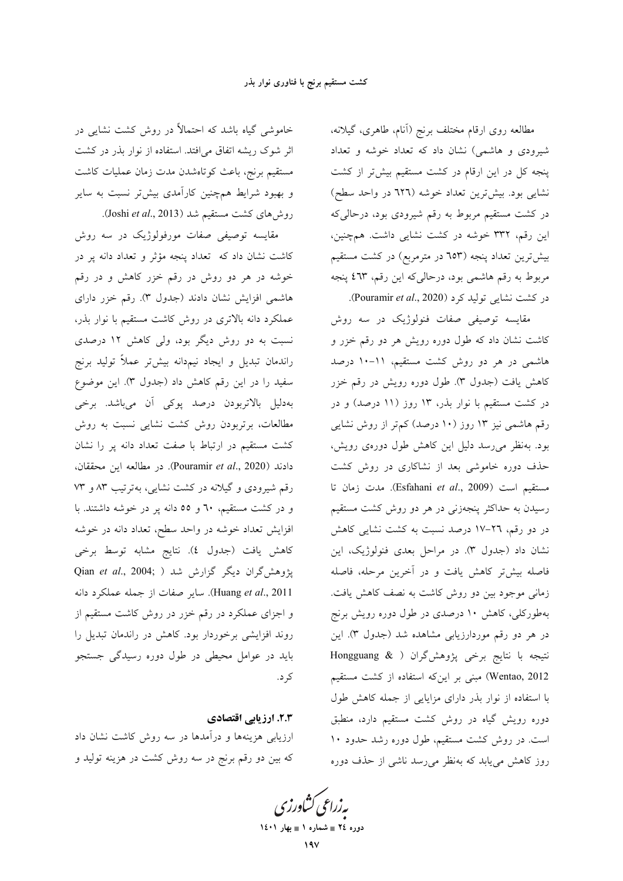مطالعه روی ارقام مختلف برنج (آنام، طاهری، گیلانه، شیرودی و هاشمی) نشان داد که تعداد خوشه و تعداد پنجه کل در این ارقام در کشت مستقیم بیش‌تر از کشت نشایی بود. بیش‌ترین تعداد خوشه (٦٢٦ در واحد سطح) در کشت مستقیم مربوط به رقم شیرودی بود، درحالی‌که این رقم، ٣٣٢ خوشه در کشت نشایی داشت. هم‌چنین، بیش‌ترین تعداد پنجه (٦٥٣ در مترمربع) در کشت مستقیم مربوط به رقم هاشمی بود، درحالی‌که این رقم، ٤٦٣ پنجه در کشت نشایی تولید کرد (Pouramir *et al*., 2020).

مقایسه توصیفی صفات فنولوژیک در سه روش کاشت نشان داد که طول دوره رویش هر دو رقم خزر و هاشمی در هر دو روش کشت مستقیم، ١١-١٠ درصد کاهش یافت (جدول ٣). طول دوره رویش در رقم خزر در کشت مستقیم با نوار بذر، ١٣ روز (١١ درصد) و در رقم هاشمی نیز ١٣ روز (١٠ درصد) کم‌تر از روش نشایی بود. به‌نظر می‌رسد دلیل این کاهش طول دوره‌ی رویش، حذف دوره خاموشی بعد از نشاکاری در روش کشت مستقیم است (Esfahani *et al*., 2009). مدت زمان تا رسیدن به حداکثر پنجه‌زنی در هر دو روش کشت مستقیم در دو رقم، ٢٦-١٧ درصد نسبت به کشت نشایی کاهش نشان داد (جدول ٣). در مراحل بعدی فنولوژیک، این فاصله بیش‌تر کاهش یافت و در آخرین مرحله، فاصله زمانی موجود بین دو روش کاشت به نصف کاهش یافت. به‌طورکلی، کاهش ١٠ درصدی در طول دوره رویش برنج در هر دو رقم موردارزیابی مشاهده شد (جدول ٣). این نتیجه با نتایج برخی پژوهش‌گران (Hongguang & Wentao, 2012) مبنی بر این‌که استفاده از کشت مستقیم با استفاده از نوار بذر دارای مزایایی از جمله کاهش طول دوره رویش گیاه در روش کشت مستقیم دارد، منطبق است. در روش کشت مستقیم، طول دوره رشد حدود ١٠ روز کاهش می‌یابد که به‌نظر می‌رسد ناشی از حذف دوره خاموشی گیاه باشد که احتمالاً در روش کشت نشایی در اثر شوک ریشه اتفاق می‌افتد. استفاده از نوار بذر در کشت مستقیم برنج، باعث کوتاه‌شدن مدت زمان عملیات کاشت و بهبود شرایط هم‌چنین کارآمدی بیش‌تر نسبت به سایر روش‌های کشت مستقیم شد (Joshi *et al*., 2013).

مقایسه توصیفی صفات مورفولوژیک در سه روش کاشت نشان داد که تعداد پنجه مؤثر و تعداد دانه پر در خوشه در هر دو روش در رقم خزر کاهش و در رقم هاشمی افزایش نشان دادند (جدول ٣). رقم خزر دارای عملکرد دانه بالاتری در روش کاشت مستقیم با نوار بذر، نسبت به دو روش دیگر بود، ولی کاهش ١٢ درصدی راندمان تبدیل و ایجاد نیم‌دانه بیش‌تر عملاً تولید برنج سفید را در این رقم کاهش داد (جدول ٣). این موضوع به‌دلیل بالاتربودن درصد پوکی آن می‌باشد. برخی مطالعات، برتربودن روش کشت نشایی نسبت به روش کشت مستقیم در ارتباط با صفت تعداد دانه پر را نشان دادند (Pouramir *et al*., 2020). در مطالعه این محققان، رقم شیرودی و گیلانه در کشت نشایی، به‌ترتیب ٨٣ و ٧٣ و در کشت مستقیم، ٦٠ و ٥٥ دانه پر در خوشه داشتند. با افزایش تعداد خوشه در واحد سطح، تعداد دانه در خوشه کاهش یافت (جدول ٤). نتایج مشابه توسط برخی پژوهش‌گران دیگر گزارش شد (Qian *et al*., 2004; Huang *et al*., 2011). سایر صفات از جمله عملکرد دانه و اجزای عملکرد در رقم خزر در روش کاشت مستقیم از روند افزایشی برخوردار بود. کاهش در راندمان تبدیل را باید در عوامل محیطی در طول دوره رسیدگی جستجو کرد.

### ٢.٣. ارزیابی اقتصادی

ارزیابی هزینه‌ها و درآمدها در سه روش کاشت نشان داد که بین دو رقم برنج در سه روش کشت در هزینه تولید و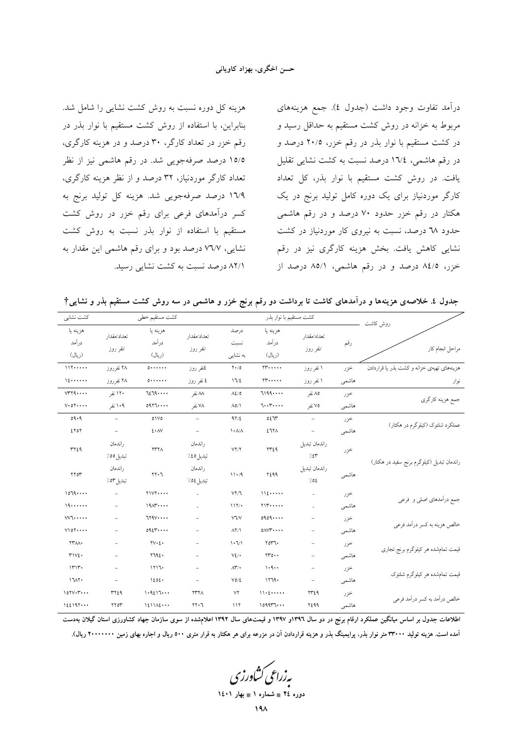درآمد تفاوت وجود داشت (جدول ٤). جمع هزینه‌های مربوط به خزانه در روش کشت مستقیم به حداقل رسید و در کشت مستقیم با نوار بذر در رقم خزر، ۲۰/۵ درصد و در رقم هاشمی، ۱٦/٤ درصد نسبت به کشت نشایی تقلیل یافت. در روش کشت مستقیم با نوار بذر، کل تعداد کارگر موردنیاز برای یک دوره کامل تولید برنج در یک هکتار در رقم خزر حدود ۷۰ درصد و در رقم هاشمی حدود ٦۸ درصد، نسبت به نیروی کار موردنیاز در کشت نشایی کاهش یافت. بخش هزینه کارگری نیز در رقم خزر، ۸٤/۵ درصد و در رقم هاشمی، ۸۵/۱ درصد از هزینه کل دوره نسبت به روش کشت نشایی را شامل شد. بنابراین، با استفاده از روش کشت مستقیم با نوار بذر در رقم خزر در تعداد کارگر، ۳۰ درصد و در هزینه کارگری، ۱۵/۵ درصد صرفه‌جویی شد. در رقم هاشمی نیز از نظر تعداد کارگر موردنیاز، ۳۲ درصد و از نظر هزینه کارگری، ۱٦/۹ درصد صرفه‌جویی شد. هزینه کل تولید برنج به کسر درآمدهای فرعی برای رقم خزر در روش کشت مستقیم با استفاده از نوار بذر نسبت به روش کشت نشایی، ۷٦/۷ درصد بود و برای رقم هاشمی این مقدار به ۸۲/۱ درصد نسبت به کشت نشایی رسید.

**جدول ٤. خلاصه‌ی هزینه‌ها و درآمدهای کاشت تا برداشت دو رقم برنج خزر و هاشمی در سه روش کشت مستقیم بذر و نشایی†**

| مراحل انجام کار | رقم | کشت مستقیم با نوار بذر | | | کشت مستقیم خطی | | کشت نشایی | |
|---|---|---|---|---|---|---|---|---|
| | | تعداد/مقدار /نفر روز | هزینه یا درآمد (ریال) | درصد نسبت به نشایی | تعداد/مقدار /نفر روز | هزینه یا درآمد (ریال) | تعداد/مقدار /نفر روز | هزینه یا درآمد (ریال) |
| هزینه‌های تهیه‌ی خزانه و کشت بذر یا قراردادن نوار | خزر | ۱ نفر روز | ۲۳۰۰۰۰۰ | ۲۰/۵ | ٤نفر روز | ۵۰۰۰۰۰۰ | ۲۸ نفرروز | ۱۱۲۰۰۰۰۰ |
| | هاشمی | ۱ نفر روز | ۲۳۰۰۰۰۰ | ۱٦/٤ | ٤ نفر روز | ۵۰۰۰۰۰۰ | ۲۸ نفرروز | ۱٤۰۰۰۰۰۰ |
| جمع هزینه کارگری | خزر | ۸۵ نفر | ٦۱۹۹۰۰۰۰ | ۸٤/۵ | ۸۸ نفر | ٦٤٦۹۰۰۰۰ | ۱۲۰ نفر | ۷۳٦۹۰۰۰۰ |
| | هاشمی | ۷۵ نفر | ٦۰۰۳۰۰۰۰ | ۸۵/۱ | ۷۸ نفر | ۵۹۲٦۰۰۰۰ | ۱۰۹ نفر | ۷۰۵۲۰۰۰۰ |
| عملکرد شلتوک (کیلوگرم در هکتار) | خزر | – | ۵٤٦۳ | ۹۲/٤ | – | ۵۱۷۵ | – | ۵۹۰۹ |
| | هاشمی | – | ٤٦۲۸ | ۱۰۸/۸ | – | ٤۰۸۷ | – | ٤۲۵۲ |
| راندمان تبدیل (کیلوگرم برنج سفید در هکتار) | خزر | راندمان تبدیل ٪٤۳ | ۲۳٤۹ | ۷۲/۲ | راندمان تبدیل ٪٤۵ | ۲۳۳۸ | راندمان تبدیل ٪۵۵ | ۳۲٤۹ |
| | هاشمی | راندمان تبدیل ٪۵٤ | ۲٤۹۹ | ۱۱۰/۹ | راندمان تبدیل ٪۵٤ | ۲۲۰٦ | راندمان تبدیل ٪۵۳ | ۲۲۵۳ |
| جمع درآمدهای اصلی و فرعی | خزر | - | ۱۱٤۰۰۰۰۰ | ۷۲/٦ | - | ۲۱۷۲۰۰۰۰ | – | ۱۵٦۹۰۰۰۰ |
| | هاشمی | - | ۲۱۳۰۰۰۰۰ | ۱۱۲/۰ | - | ۱۹۸۳۰۰۰۰ | – | ۱۹۰۰۰۰۰۰ |
| خالص هزینه به کسر درآمد فرعی | خزر | – | ۵۹۵۹۰۰۰۰ | ۷٦/۷ | – | ٦۲۹۷۰۰۰۰ | – | ۷۷٦۰۰۰۰۰ |
| | هاشمی | – | ۵۸۷۳۰۰۰۰ | ۸۲/۱ | – | ۵۹٤۳۰۰۰۰ | – | ۷۱۵۲۰۰۰۰ |
| قیمت تمام‌شده هر کیلوگرم برنج تجاری | خزر | – | ۲۵۳٦۰ | ۱۰٦/۱ | – | ۲۷۰٤۰ | – | ۲۳۸۸۰ |
| | هاشمی | – | ۲۳۵۰۰ | ۷٤/۰ | – | ۲٦۹٤۰ | – | ۳۱۷٤۰ |
| قیمت تمام‌شده هر کیلوگرم شلتوک | خزر | – | ۱۰۹۰۰ | ۸۳/۰ | – | ۱۲۱٦۰ | – | ۱۳۱۳۰ |
| | هاشمی | – | ۱۲٦۹۰ | ۷۵/٤ | – | ۱٤۵٤۰ | – | ۱٦۸۲۰ |
| خالص درآمد به کسر درآمد فرعی | خزر | ۲۳٤۹ | ۱۱۰٤۰۰۰۰۰ | ۷۲ | ۲۳۳۸ | ۱۰۹٤۱٦۰۰۰ | ۳۲٤۹ | ۱۵۲۷۰۳۰۰۰ |
| | هاشمی | ۲٤۹۹ | ۱۵۹۹٦٦۰۰۰ | ۱۱۲ | ۲۲۰٦ | ۱٤۱۱۸٤۰۰۰ | ۲۲۵۳ | ۱٤٤۱۹۲۰۰۰ |

**اطلاعات جدول بر اساس میانگین عملکرد ارقام برنج در دو سال ۱۳۹٦و ۱۳۹۷ و قیمت‌های سال ۱۳۹۲ اعلام‌شده از سوی سازمان جهاد کشاورزی استان گیلان به‌دست آمده است. هزینه تولید ۳۳۰۰۰ متر نوار بذر، پرایمینگ بذر و هزینه قراردادن آن در مزرعه برای هر هکتار به قرار متری ۵۰۰ ریال و اجاره بهای زمین ۲۰۰۰۰۰۰۰ ریال).**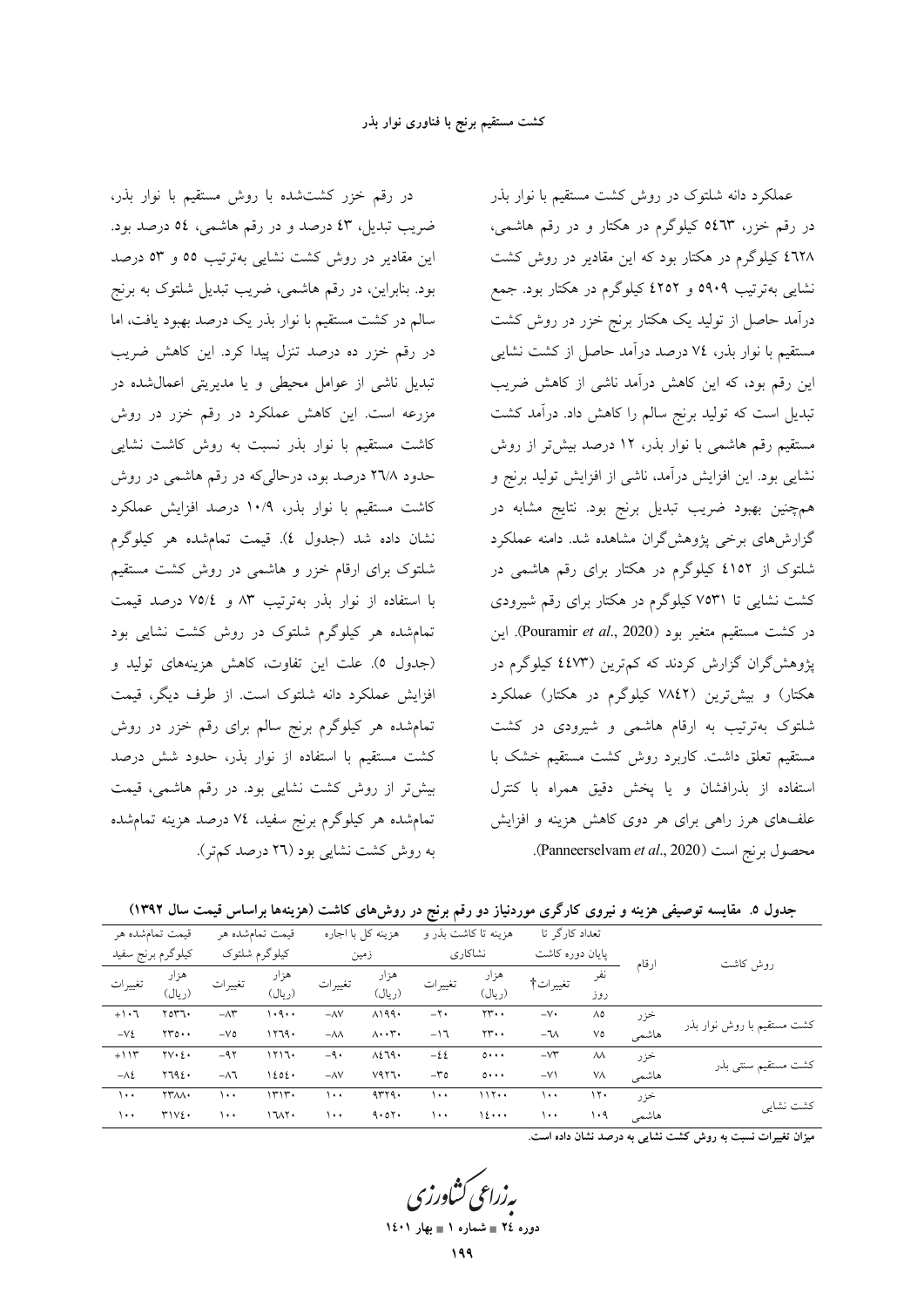عملکرد دانه شلتوک در روش کشت مستقیم با نوار بذر در رقم خزر، ۵۴۶۳ کیلوگرم در هکتار و در رقم هاشمی، ۴۶۲۸ کیلوگرم در هکتار بود که این مقادیر در روش کشت نشایی به‌ترتیب ۵۹۰۹ و ۴۲۵۲ کیلوگرم در هکتار بود. جمع درآمد حاصل از تولید یک هکتار برنج خزر در روش کشت مستقیم با نوار بذر، ۷۴ درصد درآمد حاصل از کشت نشایی این رقم بود، که این کاهش درآمد ناشی از کاهش ضریب تبدیل است که تولید برنج سالم را کاهش داد. درآمد کشت مستقیم رقم هاشمی با نوار بذر، ۱۲ درصد بیش‌تر از روش نشایی بود. این افزایش درآمد، ناشی از افزایش تولید برنج و هم‌چنین بهبود ضریب تبدیل برنج بود. نتایج مشابه در گزارش‌های برخی پژوهش‌گران مشاهده شد. دامنه عملکرد شلتوک از ۴۱۵۲ کیلوگرم در هکتار برای رقم هاشمی در کشت نشایی تا ۷۵۳۱ کیلوگرم در هکتار برای رقم شیرودی در کشت مستقیم متغیر بود (Pouramir *et al*., 2020). این پژوهش‌گران گزارش کردند که کم‌ترین (۴۴۷۳ کیلوگرم در هکتار) و بیش‌ترین (۷۸۴۲ کیلوگرم در هکتار) عملکرد شلتوک به‌ترتیب به ارقام هاشمی و شیرودی در کشت مستقیم تعلق داشت. کاربرد روش کشت مستقیم خشک با استفاده از بذرافشان و یا پخش دقیق همراه با کنترل علف‌های هرز راهی برای هر دوی کاهش هزینه و افزایش محصول برنج است (Panneerselvam *et al*., 2020).

در رقم خزر کشت‌شده با روش مستقیم با نوار بذر، ضریب تبدیل، ۴۳ درصد و در رقم هاشمی، ۵۴ درصد بود. این مقادیر در روش کشت نشایی به‌ترتیب ۵۵ و ۵۳ درصد بود. بنابراین، در رقم هاشمی، ضریب تبدیل شلتوک به برنج سالم در کشت مستقیم با نوار بذر یک درصد بهبود یافت، اما در رقم خزر ده درصد تنزل پیدا کرد. این کاهش ضریب تبدیل ناشی از عوامل محیطی و یا مدیریتی اعمال‌شده در مزرعه است. این کاهش عملکرد در رقم خزر در روش کاشت مستقیم با نوار بذر نسبت به روش کاشت نشایی حدود ۲۶/۸ درصد بود، درحالی‌که در رقم هاشمی در روش کاشت مستقیم با نوار بذر، ۱۰/۹ درصد افزایش عملکرد نشان داده شد (جدول ۴). قیمت تمام‌شده هر کیلوگرم شلتوک برای ارقام خزر و هاشمی در روش کشت مستقیم با استفاده از نوار بذر به‌ترتیب ۸۳ و ۷۵/۴ درصد قیمت تمام‌شده هر کیلوگرم شلتوک در روش کشت نشایی بود (جدول ۵). علت این تفاوت، کاهش هزینه‌های تولید و افزایش عملکرد دانه شلتوک است. از طرف دیگر، قیمت تمام‌شده هر کیلوگرم برنج سالم برای رقم خزر در روش کشت مستقیم با استفاده از نوار بذر، حدود شش درصد بیش‌تر از روش کشت نشایی بود. در رقم هاشمی، قیمت تمام‌شده هر کیلوگرم برنج سفید، ۷۴ درصد هزینه تمام‌شده به روش کشت نشایی بود (۲۶ درصد کم‌تر).

**جدول ۵. مقایسه توصیفی هزینه و نیروی کارگری موردنیاز دو رقم برنج در روش‌های کاشت (هزینه‌ها براساس قیمت سال ۱۳۹۲)**

| روش کاشت | ارقام | تعداد کارگر تا پایان دوره کاشت | | هزینه تا کاشت بذر و نشاکاری | | هزینه کل با اجاره زمین | | قیمت تمام‌شده هر کیلوگرم شلتوک | | قیمت تمام‌شده هر کیلوگرم برنج سفید | |
|---|---|---|---|---|---|---|---|---|---|---|---|
| | | نفر روز | تغییرات† | هزار (ریال) | تغییرات | هزار (ریال) | تغییرات | هزار (ریال) | تغییرات | هزار (ریال) | تغییرات |
| کشت مستقیم با روش نوار بذر | خزر | ۸۵ | -۷۰ | ۲۳۰۰ | -۲۰ | ۸۱۹۹۰ | -۸۷ | ۱۰۹۰۰ | -۸۳ | ۲۵۳۶۰ | +۱۰۶ |
| | هاشمی | ۷۵ | -۶۸ | ۲۳۰۰ | -۱۶ | ۸۰۰۳۰ | -۸۸ | ۱۲۶۹۰ | -۷۵ | ۲۳۵۰۰ | -۷۴ |
| کشت مستقیم سنتی بذر | خزر | ۸۸ | -۷۳ | ۵۰۰۰ | -۴۴ | ۸۴۶۹۰ | -۹۰ | ۱۲۱۶۰ | -۹۲ | ۲۷۰۴۰ | +۱۱۳ |
| | هاشمی | ۷۸ | -۷۱ | ۵۰۰۰ | -۳۵ | ۷۹۲۶۰ | -۸۷ | ۱۴۵۴۰ | -۸۶ | ۲۶۹۴۰ | -۸۴ |
| کشت نشایی | خزر | ۱۲۰ | ۱۰۰ | ۱۱۲۰۰ | ۱۰۰ | ۹۳۲۹۰ | ۱۰۰ | ۱۳۱۳۰ | ۱۰۰ | ۲۳۸۸۰ | ۱۰۰ |
| | هاشمی | ۱۰۹ | ۱۰۰ | ۱۴۰۰۰ | ۱۰۰ | ۹۰۵۲۰ | ۱۰۰ | ۱۶۸۲۰ | ۱۰۰ | ۳۱۷۴۰ | ۱۰۰ |

**میزان تغییرات نسبت به روش کشت نشایی به درصد نشان داده است.**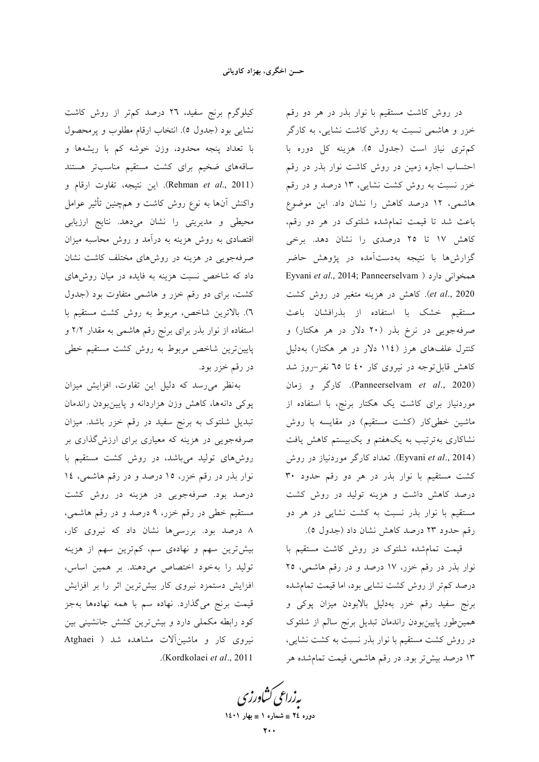در روش کاشت مستقیم با نوار بذر در هر دو رقم خزر و هاشمی نسبت به روش کاشت نشایی، به کارگر کم‌تری نیاز است (جدول ٥). هزینه کل دوره با احتساب اجاره زمین در روش کاشت نوار بذر در رقم خزر نسبت به روش کشت نشایی، ١٣ درصد و در رقم هاشمی، ١٢ درصد کاهش را نشان داد. این موضوع باعث شد تا قیمت تمام‌شده شلتوک در هر دو رقم، کاهش ١٧ تا ٢٥ درصدی را نشان دهد. برخی گزارش‌ها با نتیجه به‌دست‌آمده در پژوهش حاضر همخوانی دارد (Eyvani *et al*., 2014; Panneerselvam *et al*., 2020). کاهش در هزینه متغیر در روش کشت مستقیم خشک با استفاده از بذرافشان باعث صرفه‌جویی در نرخ بذر (٢٠ دلار در هر هکتار) و کنترل علف‌های هرز (١١٤ دلار در هر هکتار) به‌دلیل کاهش قابل‌توجه در نیروی کار ٤٠ تا ٦٥ نفر-روز شد (Panneerselvam *et al*., 2020). کارگر و زمان موردنیاز برای کاشت یک هکتار برنج، با استفاده از ماشین خطی‌کار (کشت مستقیم) در مقایسه با روش نشاکاری به‌ترتیب به یک‌هفتم و یک‌بیستم کاهش یافت (Eyvani *et al*., 2014). تعداد کارگر موردنیاز در روش کشت مستقیم با نوار بذر در هر دو رقم حدود ٣٠ درصد کاهش داشت و هزینه تولید در روش کشت مستقیم با نوار بذر نسبت به کشت نشایی در هر دو رقم حدود ٢٣ درصد کاهش نشان داد (جدول ٥).

قیمت تمام‌شده شلتوک در روش کاشت مستقیم با نوار بذر در رقم خزر، ١٧ درصد و در رقم هاشمی، ٢٥ درصد کم‌تر از روش کشت نشایی بود، اما قیمت تمام‌شده برنج سفید رقم خزر به‌دلیل بالابودن میزان پوکی و همین‌طور پایین‌بودن راندمان تبدیل برنج سالم از شلتوک در روش کشت مستقیم با نوار بذر نسبت به کشت نشایی، ١٣ درصد بیش‌تر بود. در رقم هاشمی، قیمت تمام‌شده هر کیلوگرم برنج سفید، ٢٦ درصد کم‌تر از روش کاشت نشایی بود (جدول ٥). انتخاب ارقام مطلوب و پرمحصول با تعداد پنجه محدود، وزن خوشه کم با ریشه‌ها و ساقه‌های ضخیم برای کشت مستقیم مناسب‌تر هستند (Rehman *et al*., 2011). این نتیجه، تفاوت ارقام و واکنش آن‌ها به نوع روش کاشت و همچنین تأثیر عوامل محیطی و مدیریتی را نشان می‌دهد. نتایج ارزیابی اقتصادی به روش هزینه به درآمد و روش محاسبه میزان صرفه‌جویی در هزینه در روش‌های مختلف کاشت نشان داد که شاخص نسبت هزینه به فایده در میان روش‌های کشت، برای دو رقم خزر و هاشمی متفاوت بود (جدول ٦). بالاترین شاخص، مربوط به روش کشت مستقیم با استفاده از نوار بذر برای برنج رقم هاشمی به مقدار ٢/٢ و پایین‌ترین شاخص مربوط به روش کشت مستقیم خطی در رقم خزر بود.

به‌نظر می‌رسد که دلیل این تفاوت، افزایش میزان پوکی دانه‌ها، کاهش وزن هزاردانه و پایین‌بودن راندمان تبدیل شلتوک به برنج سفید در رقم خزر باشد. میزان صرفه‌جویی در هزینه که معیاری برای ارزش‌گذاری بر روش‌های تولید می‌باشد، در روش کشت مستقیم با نوار بذر در رقم خزر، ١٥ درصد و در رقم هاشمی، ١٤ درصد بود. صرفه‌جویی در هزینه در روش کشت مستقیم خطی در رقم خزر، ٩ درصد و در رقم هاشمی، ٨ درصد بود. بررسی‌ها نشان داد که نیروی کار، بیش‌ترین سهم و نهاده‌ی سم، کم‌ترین سهم از هزینه تولید را به‌خود اختصاص می‌دهند. بر همین اساس، افزایش دستمزد نیروی کار بیش‌ترین اثر را بر افزایش قیمت برنج می‌گذارد. نهاده سم با همه نهاده‌ها به‌جز کود رابطه مکملی دارد و بیش‌ترین کشش جانشینی بین نیروی کار و ماشین‌آلات مشاهده شد (Atghaei Kordkolaei *et al*., 2011).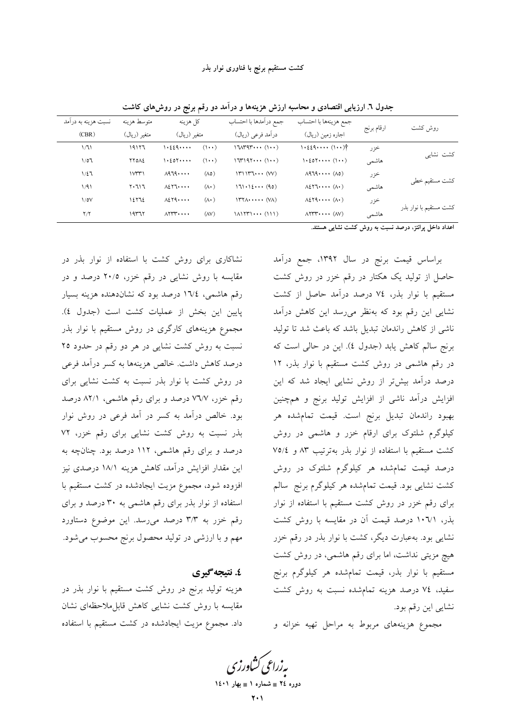جدول ٦. ارزیابی اقتصادی و محاسبه ارزش هزینه‌ها و درآمد دو رقم برنج در روش‌های کاشت

| روش کشت | ارقام برنج | جمع هزینه‌ها با احتساب اجاره زمین (ریال) | جمع درآمدها با احتساب درآمد فرعی (ریال) | کل هزینه متغیر (ریال) | | متوسط هزینه متغیر (ریال) | نسبت هزینه به درآمد (CBR) |
|---|---|---|---|---|---|---|---|
| کشت نشایی | خزر | ١٠٤٤٩٠٠٠٠ (١٠٠)† | ١٦٨٣٩٣٠٠٠ (١٠٠) | ١٠٤٤٩٠٠٠٠ | (١٠٠) | ١٩١٢٦ | ١/٦١ |
| | هاشمی | ١٠٤٥٢٠٠٠٠ (١٠٠) | ١٦٣١٩٢٠٠٠ (١٠٠) | ١٠٤٥٢٠٠٠٠ | (١٠٠) | ٢٢٥٨٤ | ١/٥٦ |
| کشت مستقیم خطی | خزر | ٨٩٦٩٠٠٠٠ (٨٥) | ١٣١١٣٦٠٠٠ (٧٧) | ٨٩٦٩٠٠٠٠ | (٨٥) | ١٧٣٣١ | ١/٤٦ |
| | هاشمی | ٨٤٢٦٠٠٠٠ (٨٠) | ١٦١٠١٤٠٠٠ (٩٥) | ٨٤٢٦٠٠٠٠ | (٨٠) | ٢٠٦١٦ | ١/٩١ |
| کشت مستقیم با نوار بذر | خزر | ٨٤٢٩٠٠٠٠ (٨٠) | ١٣٢٨٠٠٠٠٠ (٧٨) | ٨٤٢٩٠٠٠٠ | (٨٠) | ١٤٢٦٤ | ١/٥٧ |
| | هاشمی | ٨٢٣٣٠٠٠٠ (٨٧) | ١٨١٢٣١٠٠٠ (١١١) | ٨٢٣٣٠٠٠٠ | (٨٧) | ١٩٣٦٢ | ٢/٢ |

**اعداد داخل پرانتز، درصد نسبت به روش کشت نشایی هستند.**

براساس قیمت برنج در سال ١٣٩٢، جمع درآمد حاصل از تولید یک هکتار در رقم خزر در روش کشت مستقیم با نوار بذر، ٧٤ درصد درآمد حاصل از کشت نشایی این رقم بود که به‌نظر می‌رسد این کاهش درآمد ناشی از کاهش راندمان تبدیل باشد که باعث شد تا تولید برنج سالم کاهش یابد (جدول ٤). این در حالی است که در رقم هاشمی در روش کشت مستقیم با نوار بذر، ١٢ درصد درآمد بیش‌تر از روش نشایی ایجاد شد که این افزایش درآمد ناشی از افزایش تولید برنج و هم‌چنین بهبود راندمان تبدیل برنج است. قیمت تمام‌شده هر کیلوگرم شلتوک برای ارقام خزر و هاشمی در روش کشت مستقیم با استفاده از نوار بذر به‌ترتیب ٨٣ و ٧٥/٤ درصد قیمت تمام‌شده هر کیلوگرم شلتوک در روش کشت نشایی بود. قیمت تمام‌شده هر کیلوگرم برنج سالم برای رقم خزر در روش کشت مستقیم با استفاده از نوار بذر، ١٠٦/١ درصد قیمت آن در مقایسه با روش کشت نشایی بود. به‌عبارت دیگر، کشت با نوار بذر در رقم خزر هیچ مزیتی نداشت، اما برای رقم هاشمی، در روش کشت مستقیم با نوار بذر، قیمت تمام‌شده هر کیلوگرم برنج سفید، ٧٤ درصد هزینه تمام‌شده نسبت به روش کشت نشایی این رقم بود.

مجموع هزینه‌های مربوط به مراحل تهیه خزانه و نشاکاری برای روش کشت با استفاده از نوار بذر در مقایسه با روش نشایی در رقم خزر، ٢٠/٥ درصد و در رقم هاشمی، ١٦/٤ درصد بود که نشان‌دهنده هزینه بسیار پایین این بخش از عملیات کشت است (جدول ٤). مجموع هزینه‌های کارگری در روش مستقیم با نوار بذر نسبت به روش کشت نشایی در هر دو رقم در حدود ٢٥ درصد کاهش داشت. خالص هزینه‌ها به کسر درآمد فرعی در روش کشت با نوار بذر نسبت به کشت نشایی برای رقم خزر، ٧٦/٧ درصد و برای رقم هاشمی، ٨٢/١ درصد بود. خالص درآمد به کسر در آمد فرعی در روش نوار بذر نسبت به روش کشت نشایی برای رقم خزر، ٧٢ درصد و برای رقم هاشمی، ١١٢ درصد بود. چنان‌چه به این مقدار افزایش درآمد، کاهش هزینه ١٨/١ درصدی نیز افزوده شود، مجموع مزیت ایجادشده در کشت مستقیم با استفاده از نوار بذر برای رقم هاشمی به ٣٠ درصد و برای رقم خزر به ٣/٣ درصد می‌رسد. این موضوع دستاورد مهم و با ارزشی در تولید محصول برنج محسوب می‌شود.

## ٤. نتیجه‌گیری

هزینه تولید برنج در روش کشت مستقیم با نوار بذر در مقایسه با روش کشت نشایی کاهش قابل‌ملاحظه‌ای نشان داد. مجموع مزیت ایجادشده در کشت مستقیم با استفاده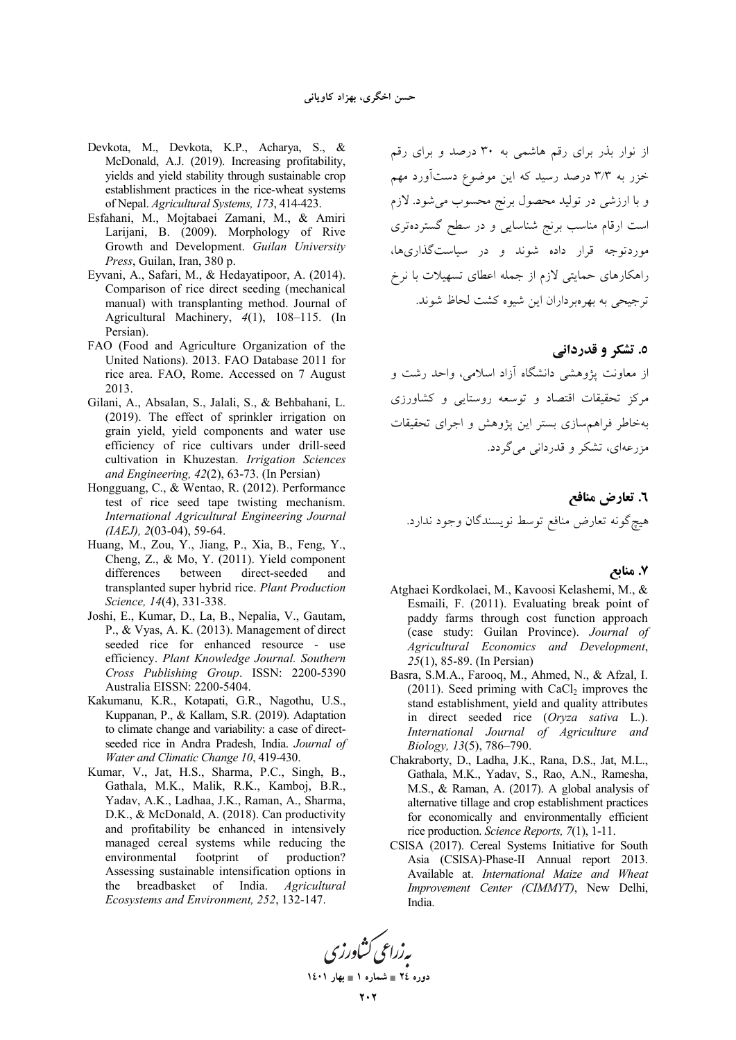از نوار بذر برای رقم هاشمی به ۳۰ درصد و برای رقم خزر به ۳/۳ درصد رسید که این موضوع دست‌آورد مهم و با ارزشی در تولید محصول برنج محسوب می‌شود. لازم است ارقام مناسب برنج شناسایی و در سطح گسترده‌تری موردتوجه قرار داده شوند و در سیاست‌گذاری‌ها، راهکارهای حمایتی لازم از جمله اعطای تسهیلات با نرخ ترجیحی به بهره‌برداران این شیوه کشت لحاظ شوند.

## ۵. تشکر و قدردانی

از معاونت پژوهشی دانشگاه آزاد اسلامی، واحد رشت و مرکز تحقیقات اقتصاد و توسعه روستایی و کشاورزی به‌خاطر فراهم‌سازی بستر این پژوهش و اجرای تحقیقات مزرعه‌ای، تشکر و قدردانی می‌گردد.

## ۶. تعارض منافع

هیچ‌گونه تعارض منافع توسط نویسندگان وجود ندارد.

## ۷. منابع

Atghaei Kordkolaei, M., Kavoosi Kelashemi, M., & Esmaili, F. (2011). Evaluating break point of paddy farms through cost function approach (case study: Guilan Province). *Journal of Agricultural Economics and Development*, *25*(1), 85-89. (In Persian)

Basra, S.M.A., Farooq, M., Ahmed, N., & Afzal, I. (2011). Seed priming with $CaCl_2$ improves the stand establishment, yield and quality attributes in direct seeded rice (*Oryza sativa* L.). *International Journal of Agriculture and Biology, 13*(5), 786–790.

Chakraborty, D., Ladha, J.K., Rana, D.S., Jat, M.L., Gathala, M.K., Yadav, S., Rao, A.N., Ramesha, M.S., & Raman, A. (2017). A global analysis of alternative tillage and crop establishment practices for economically and environmentally efficient rice production. *Science Reports, 7*(1), 1-11.

CSISA (2017). Cereal Systems Initiative for South Asia (CSISA)-Phase-II Annual report 2013. Available at. *International Maize and Wheat Improvement Center (CIMMYT)*, New Delhi, India.

Devkota, M., Devkota, K.P., Acharya, S., & McDonald, A.J. (2019). Increasing profitability, yields and yield stability through sustainable crop establishment practices in the rice-wheat systems of Nepal. *Agricultural Systems, 173*, 414-423.

Esfahani, M., Mojtabaei Zamani, M., & Amiri Larijani, B. (2009). Morphology of Rive Growth and Development. *Guilan University Press*, Guilan, Iran, 380 p.

Eyvani, A., Safari, M., & Hedayatipoor, A. (2014). Comparison of rice direct seeding (mechanical manual) with transplanting method. Journal of Agricultural Machinery, *4*(1), 108–115. (In Persian).

FAO (Food and Agriculture Organization of the United Nations). 2013. FAO Database 2011 for rice area. FAO, Rome. Accessed on 7 August 2013.

Gilani, A., Absalan, S., Jalali, S., & Behbahani, L. (2019). The effect of sprinkler irrigation on grain yield, yield components and water use efficiency of rice cultivars under drill-seed cultivation in Khuzestan. *Irrigation Sciences and Engineering, 42*(2), 63-73. (In Persian)

Hongguang, C., & Wentao, R. (2012). Performance test of rice seed tape twisting mechanism. *International Agricultural Engineering Journal (IAEJ), 2*(03-04), 59-64.

Huang, M., Zou, Y., Jiang, P., Xia, B., Feng, Y., Cheng, Z., & Mo, Y. (2011). Yield component differences between direct-seeded and transplanted super hybrid rice. *Plant Production Science, 14*(4), 331-338.

Joshi, E., Kumar, D., La, B., Nepalia, V., Gautam, P., & Vyas, A. K. (2013). Management of direct seeded rice for enhanced resource - use efficiency. *Plant Knowledge Journal. Southern Cross Publishing Group*. ISSN: 2200-5390 Australia EISSN: 2200-5404.

Kakumanu, K.R., Kotapati, G.R., Nagothu, U.S., Kuppanan, P., & Kallam, S.R. (2019). Adaptation to climate change and variability: a case of direct-seeded rice in Andra Pradesh, India. *Journal of Water and Climatic Change 10*, 419-430.

Kumar, V., Jat, H.S., Sharma, P.C., Singh, B., Gathala, M.K., Malik, R.K., Kamboj, B.R., Yadav, A.K., Ladhaa, J.K., Raman, A., Sharma, D.K., & McDonald, A. (2018). Can productivity and profitability be enhanced in intensively managed cereal systems while reducing the environmental footprint of production? Assessing sustainable intensification options in the breadbasket of India. *Agricultural Ecosystems and Environment, 252*, 132-147.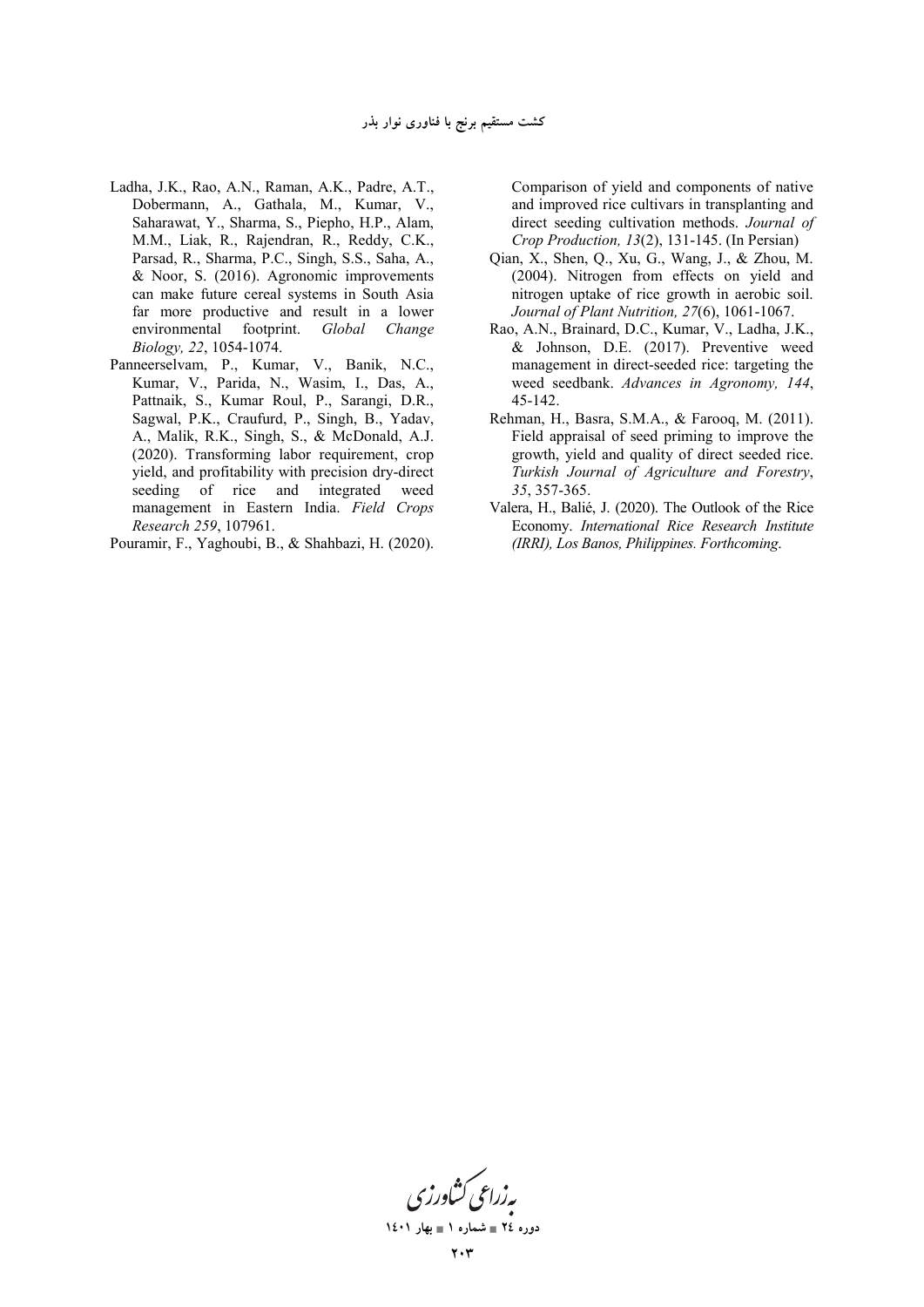Ladha, J.K., Rao, A.N., Raman, A.K., Padre, A.T., Dobermann, A., Gathala, M., Kumar, V., Saharawat, Y., Sharma, S., Piepho, H.P., Alam, M.M., Liak, R., Rajendran, R., Reddy, C.K., Parsad, R., Sharma, P.C., Singh, S.S., Saha, A., & Noor, S. (2016). Agronomic improvements can make future cereal systems in South Asia far more productive and result in a lower environmental footprint. *Global Change Biology, 22*, 1054-1074.

Panneerselvam, P., Kumar, V., Banik, N.C., Kumar, V., Parida, N., Wasim, I., Das, A., Pattnaik, S., Kumar Roul, P., Sarangi, D.R., Sagwal, P.K., Craufurd, P., Singh, B., Yadav, A., Malik, R.K., Singh, S., & McDonald, A.J. (2020). Transforming labor requirement, crop yield, and profitability with precision dry-direct seeding of rice and integrated weed management in Eastern India. *Field Crops Research 259*, 107961.

Pouramir, F., Yaghoubi, B., & Shahbazi, H. (2020). Comparison of yield and components of native and improved rice cultivars in transplanting and direct seeding cultivation methods. *Journal of Crop Production, 13*(2), 131-145. (In Persian)

Qian, X., Shen, Q., Xu, G., Wang, J., & Zhou, M. (2004). Nitrogen from effects on yield and nitrogen uptake of rice growth in aerobic soil. *Journal of Plant Nutrition, 27*(6), 1061-1067.

Rao, A.N., Brainard, D.C., Kumar, V., Ladha, J.K., & Johnson, D.E. (2017). Preventive weed management in direct-seeded rice: targeting the weed seedbank. *Advances in Agronomy, 144*, 45-142.

Rehman, H., Basra, S.M.A., & Farooq, M. (2011). Field appraisal of seed priming to improve the growth, yield and quality of direct seeded rice. *Turkish Journal of Agriculture and Forestry*, *35*, 357-365.

Valera, H., Balié, J. (2020). The Outlook of the Rice Economy. *International Rice Research Institute (IRRI), Los Banos, Philippines. Forthcoming*.